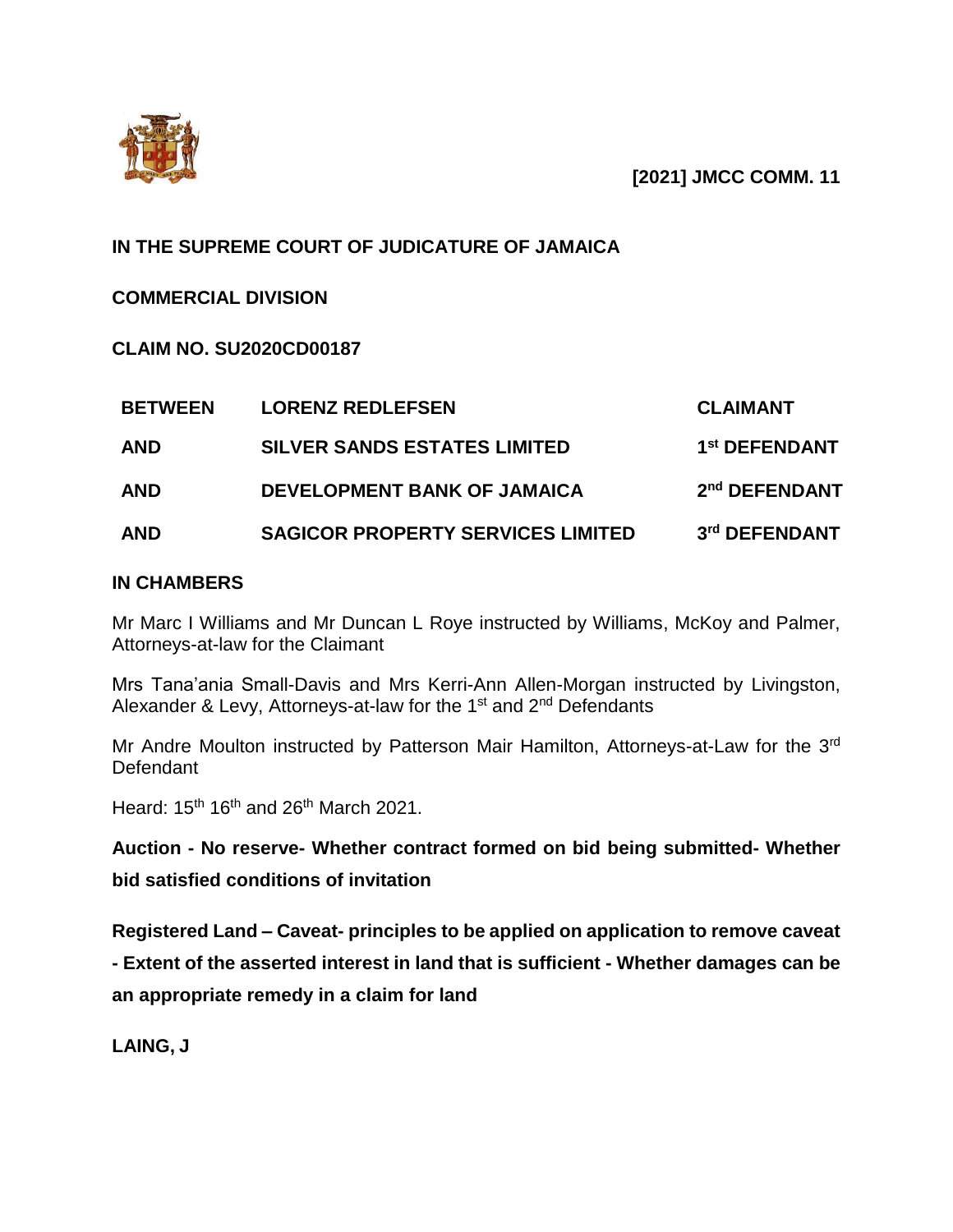**[2021] JMCC COMM. 11**

**IN THE SUPREME COURT OF JUDICATURE OF JAMAICA**

**COMMERCIAL DIVISION**

**CLAIM NO. SU2020CD00187**

| | | |
|---|---|---|
| **BETWEEN** | **LORENZ REDLEFSEN** | **CLAIMANT** |
| **AND** | **SILVER SANDS ESTATES LIMITED** | **1st DEFENDANT** |
| **AND** | **DEVELOPMENT BANK OF JAMAICA** | **2nd DEFENDANT** |
| **AND** | **SAGICOR PROPERTY SERVICES LIMITED** | **3rd DEFENDANT** |

**IN CHAMBERS**

Mr Marc I Williams and Mr Duncan L Roye instructed by Williams, McKoy and Palmer, Attorneys-at-law for the Claimant

Mrs Tana'ania Small-Davis and Mrs Kerri-Ann Allen-Morgan instructed by Livingston, Alexander & Levy, Attorneys-at-law for the 1st and 2nd Defendants

Mr Andre Moulton instructed by Patterson Mair Hamilton, Attorneys-at-Law for the 3rd Defendant

Heard: 15th 16th and 26th March 2021.

**Auction - No reserve- Whether contract formed on bid being submitted- Whether bid satisfied conditions of invitation**

**Registered Land – Caveat- principles to be applied on application to remove caveat - Extent of the asserted interest in land that is sufficient - Whether damages can be an appropriate remedy in a claim for land**

**LAING, J**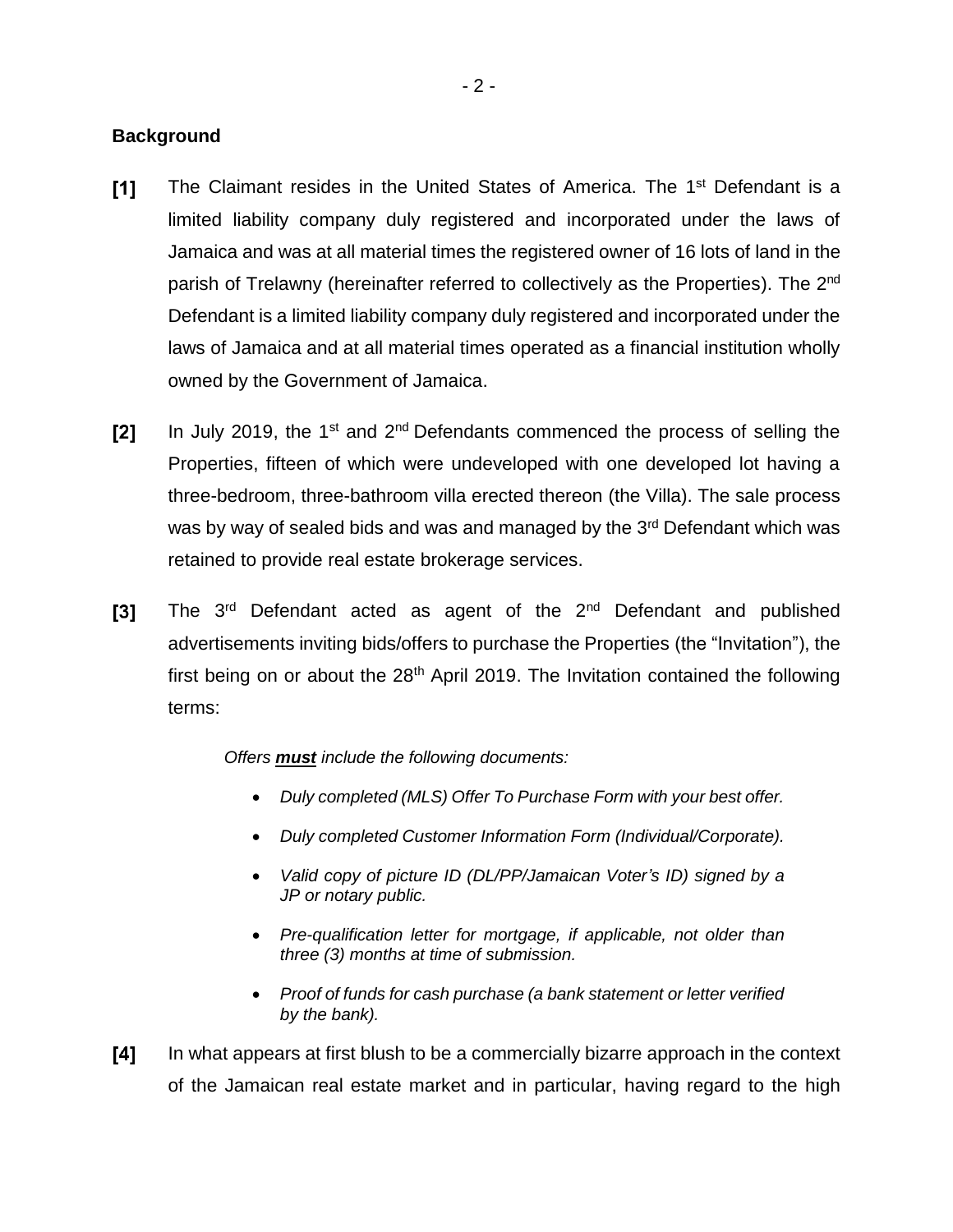## Background

**[1]** The Claimant resides in the United States of America. The 1st Defendant is a limited liability company duly registered and incorporated under the laws of Jamaica and was at all material times the registered owner of 16 lots of land in the parish of Trelawny (hereinafter referred to collectively as the Properties). The 2nd Defendant is a limited liability company duly registered and incorporated under the laws of Jamaica and at all material times operated as a financial institution wholly owned by the Government of Jamaica.

**[2]** In July 2019, the 1st and 2nd Defendants commenced the process of selling the Properties, fifteen of which were undeveloped with one developed lot having a three-bedroom, three-bathroom villa erected thereon (the Villa). The sale process was by way of sealed bids and was and managed by the 3rd Defendant which was retained to provide real estate brokerage services.

**[3]** The 3rd Defendant acted as agent of the 2nd Defendant and published advertisements inviting bids/offers to purchase the Properties (the "Invitation"), the first being on or about the 28th April 2019. The Invitation contained the following terms:

> *Offers* ***must*** *include the following documents:*
>
> - *Duly completed (MLS) Offer To Purchase Form with your best offer.*
> - *Duly completed Customer Information Form (Individual/Corporate).*
> - *Valid copy of picture ID (DL/PP/Jamaican Voter's ID) signed by a JP or notary public.*
> - *Pre-qualification letter for mortgage, if applicable, not older than three (3) months at time of submission.*
> - *Proof of funds for cash purchase (a bank statement or letter verified by the bank).*

**[4]** In what appears at first blush to be a commercially bizarre approach in the context of the Jamaican real estate market and in particular, having regard to the high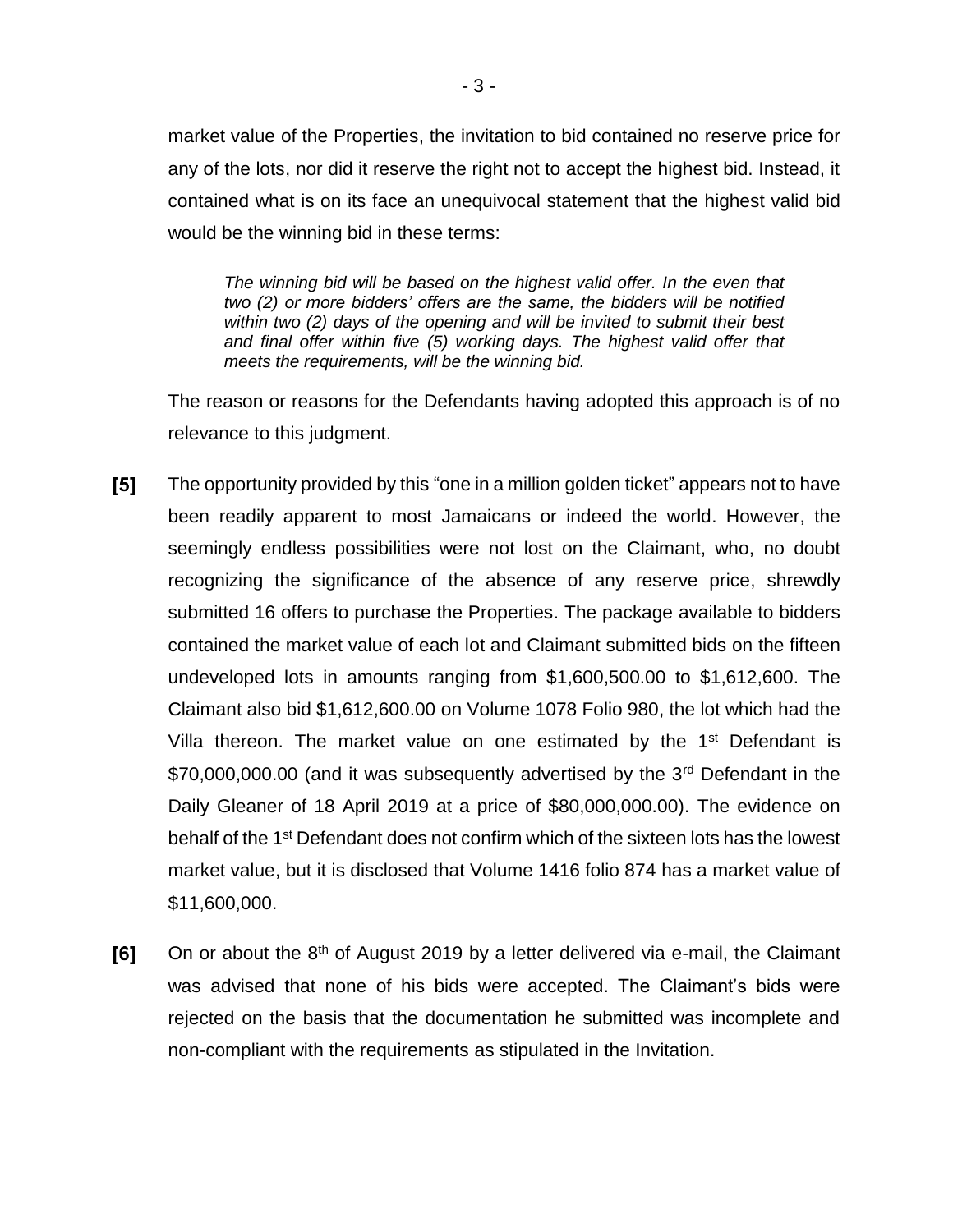market value of the Properties, the invitation to bid contained no reserve price for any of the lots, nor did it reserve the right not to accept the highest bid. Instead, it contained what is on its face an unequivocal statement that the highest valid bid would be the winning bid in these terms:

> *The winning bid will be based on the highest valid offer. In the even that two (2) or more bidders' offers are the same, the bidders will be notified within two (2) days of the opening and will be invited to submit their best and final offer within five (5) working days. The highest valid offer that meets the requirements, will be the winning bid.*

The reason or reasons for the Defendants having adopted this approach is of no relevance to this judgment.

**[5]** The opportunity provided by this "one in a million golden ticket" appears not to have been readily apparent to most Jamaicans or indeed the world. However, the seemingly endless possibilities were not lost on the Claimant, who, no doubt recognizing the significance of the absence of any reserve price, shrewdly submitted 16 offers to purchase the Properties. The package available to bidders contained the market value of each lot and Claimant submitted bids on the fifteen undeveloped lots in amounts ranging from $1,600,500.00 to $1,612,600. The Claimant also bid $1,612,600.00 on Volume 1078 Folio 980, the lot which had the Villa thereon. The market value on one estimated by the 1st Defendant is $70,000,000.00 (and it was subsequently advertised by the 3rd Defendant in the Daily Gleaner of 18 April 2019 at a price of $80,000,000.00). The evidence on behalf of the 1st Defendant does not confirm which of the sixteen lots has the lowest market value, but it is disclosed that Volume 1416 folio 874 has a market value of $11,600,000.

**[6]** On or about the 8th of August 2019 by a letter delivered via e-mail, the Claimant was advised that none of his bids were accepted. The Claimant's bids were rejected on the basis that the documentation he submitted was incomplete and non-compliant with the requirements as stipulated in the Invitation.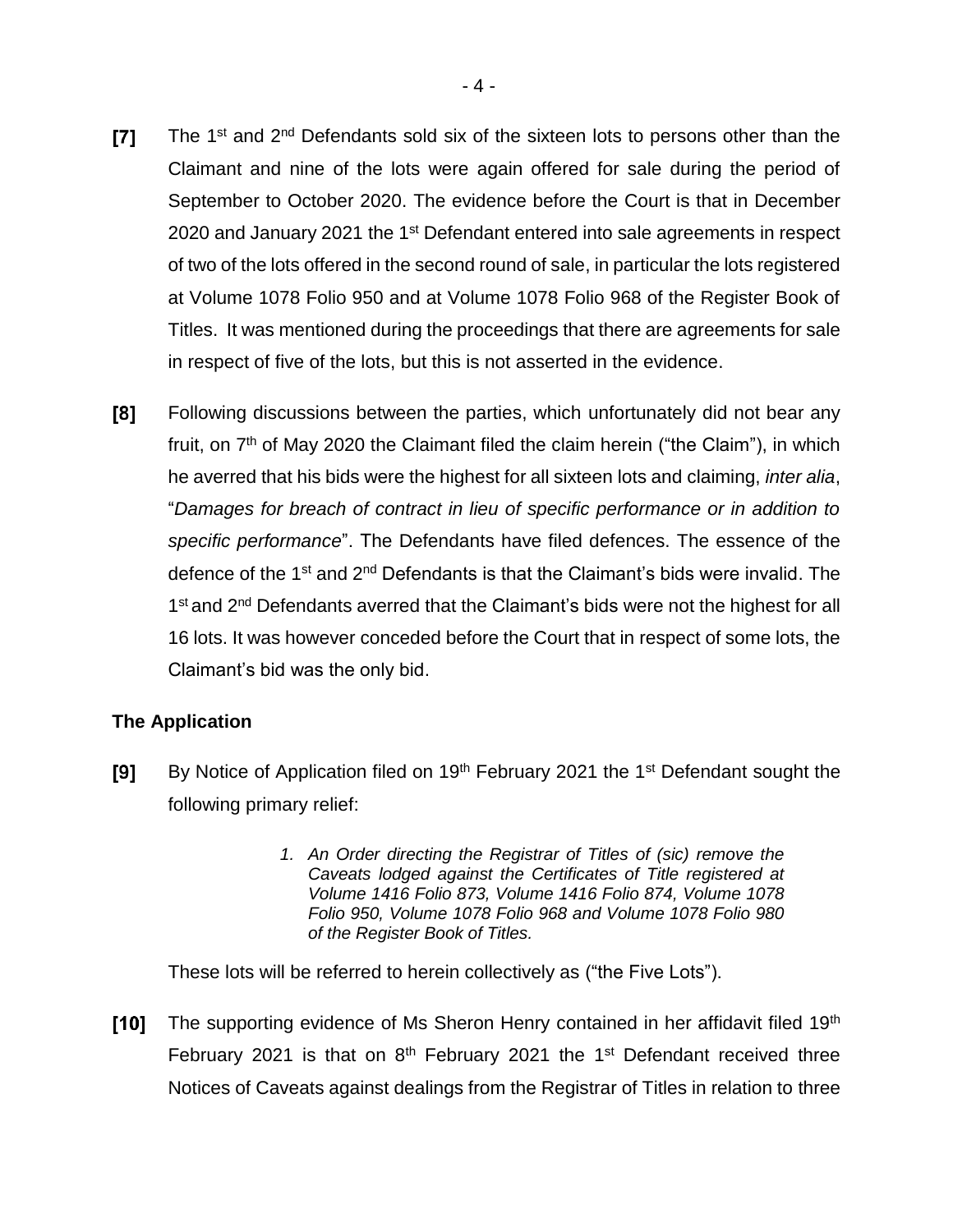**[7]** The 1st and 2nd Defendants sold six of the sixteen lots to persons other than the Claimant and nine of the lots were again offered for sale during the period of September to October 2020. The evidence before the Court is that in December 2020 and January 2021 the 1st Defendant entered into sale agreements in respect of two of the lots offered in the second round of sale, in particular the lots registered at Volume 1078 Folio 950 and at Volume 1078 Folio 968 of the Register Book of Titles. It was mentioned during the proceedings that there are agreements for sale in respect of five of the lots, but this is not asserted in the evidence.

**[8]** Following discussions between the parties, which unfortunately did not bear any fruit, on 7th of May 2020 the Claimant filed the claim herein ("the Claim"), in which he averred that his bids were the highest for all sixteen lots and claiming, *inter alia*, "*Damages for breach of contract in lieu of specific performance or in addition to specific performance*". The Defendants have filed defences. The essence of the defence of the 1st and 2nd Defendants is that the Claimant's bids were invalid. The 1st and 2nd Defendants averred that the Claimant's bids were not the highest for all 16 lots. It was however conceded before the Court that in respect of some lots, the Claimant's bid was the only bid.

### The Application

**[9]** By Notice of Application filed on 19th February 2021 the 1st Defendant sought the following primary relief:

> *1. An Order directing the Registrar of Titles of (sic) remove the Caveats lodged against the Certificates of Title registered at Volume 1416 Folio 873, Volume 1416 Folio 874, Volume 1078 Folio 950, Volume 1078 Folio 968 and Volume 1078 Folio 980 of the Register Book of Titles.*

These lots will be referred to herein collectively as ("the Five Lots").

**[10]** The supporting evidence of Ms Sheron Henry contained in her affidavit filed 19th February 2021 is that on 8th February 2021 the 1st Defendant received three Notices of Caveats against dealings from the Registrar of Titles in relation to three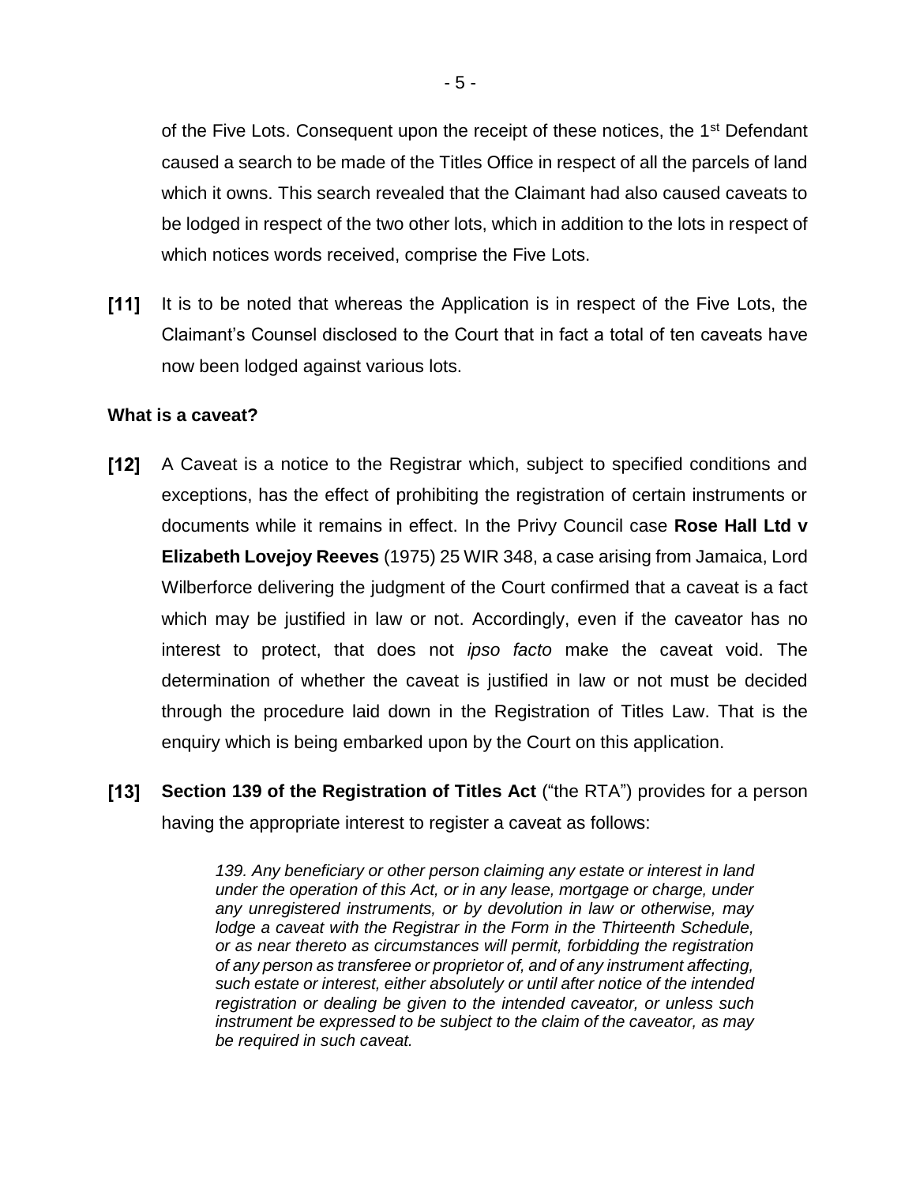of the Five Lots. Consequent upon the receipt of these notices, the 1st Defendant caused a search to be made of the Titles Office in respect of all the parcels of land which it owns. This search revealed that the Claimant had also caused caveats to be lodged in respect of the two other lots, which in addition to the lots in respect of which notices words received, comprise the Five Lots.

**[11]** It is to be noted that whereas the Application is in respect of the Five Lots, the Claimant's Counsel disclosed to the Court that in fact a total of ten caveats have now been lodged against various lots.

**What is a caveat?**

**[12]** A Caveat is a notice to the Registrar which, subject to specified conditions and exceptions, has the effect of prohibiting the registration of certain instruments or documents while it remains in effect. In the Privy Council case **Rose Hall Ltd v Elizabeth Lovejoy Reeves** (1975) 25 WIR 348, a case arising from Jamaica, Lord Wilberforce delivering the judgment of the Court confirmed that a caveat is a fact which may be justified in law or not. Accordingly, even if the caveator has no interest to protect, that does not *ipso facto* make the caveat void. The determination of whether the caveat is justified in law or not must be decided through the procedure laid down in the Registration of Titles Law. That is the enquiry which is being embarked upon by the Court on this application.

**[13]** **Section 139 of the Registration of Titles Act** ("the RTA") provides for a person having the appropriate interest to register a caveat as follows:

> *139. Any beneficiary or other person claiming any estate or interest in land under the operation of this Act, or in any lease, mortgage or charge, under any unregistered instruments, or by devolution in law or otherwise, may lodge a caveat with the Registrar in the Form in the Thirteenth Schedule, or as near thereto as circumstances will permit, forbidding the registration of any person as transferee or proprietor of, and of any instrument affecting, such estate or interest, either absolutely or until after notice of the intended registration or dealing be given to the intended caveator, or unless such instrument be expressed to be subject to the claim of the caveator, as may be required in such caveat.*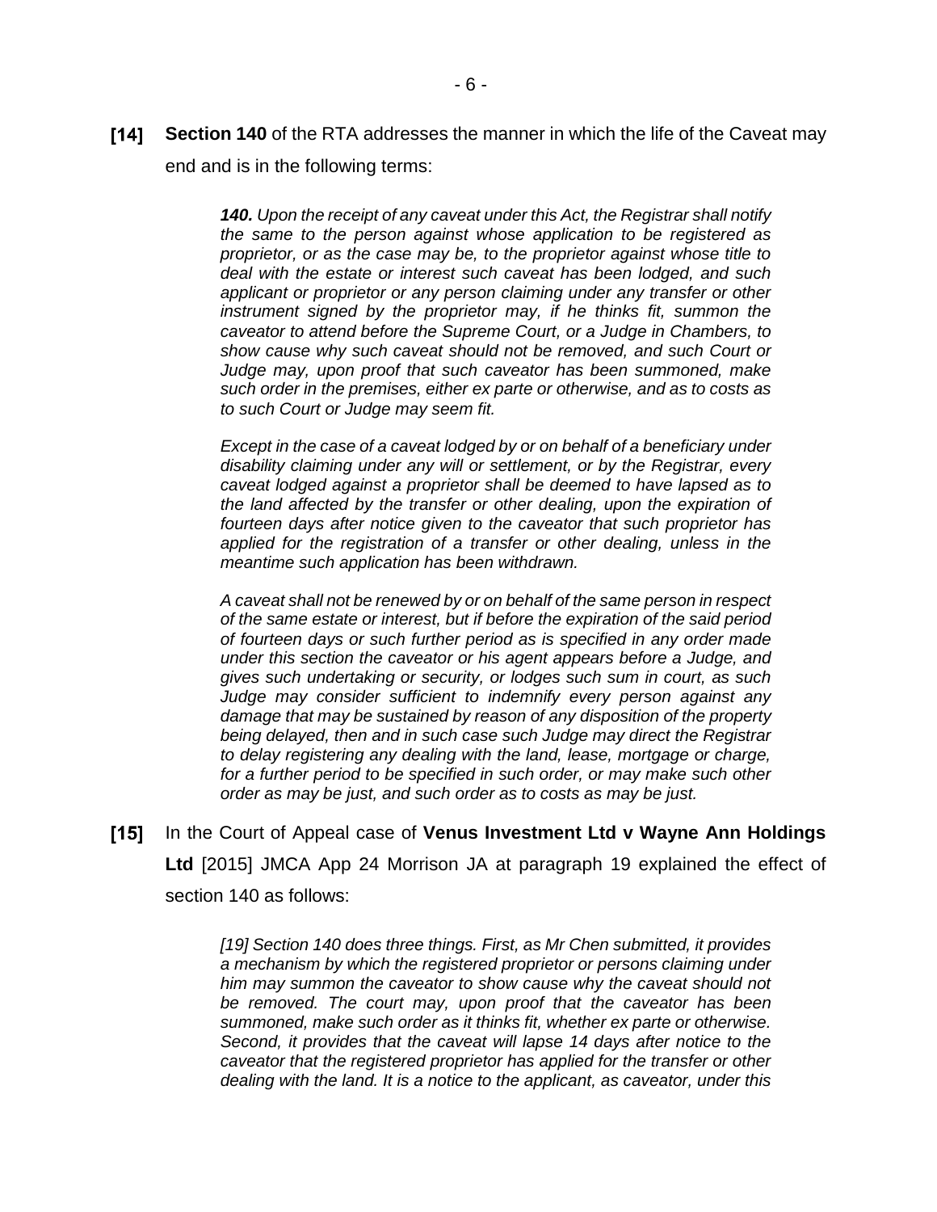**[14]** **Section 140** of the RTA addresses the manner in which the life of the Caveat may end and is in the following terms:

> ***140.*** *Upon the receipt of any caveat under this Act, the Registrar shall notify the same to the person against whose application to be registered as proprietor, or as the case may be, to the proprietor against whose title to deal with the estate or interest such caveat has been lodged, and such applicant or proprietor or any person claiming under any transfer or other instrument signed by the proprietor may, if he thinks fit, summon the caveator to attend before the Supreme Court, or a Judge in Chambers, to show cause why such caveat should not be removed, and such Court or Judge may, upon proof that such caveator has been summoned, make such order in the premises, either ex parte or otherwise, and as to costs as to such Court or Judge may seem fit.*
>
> *Except in the case of a caveat lodged by or on behalf of a beneficiary under disability claiming under any will or settlement, or by the Registrar, every caveat lodged against a proprietor shall be deemed to have lapsed as to the land affected by the transfer or other dealing, upon the expiration of fourteen days after notice given to the caveator that such proprietor has applied for the registration of a transfer or other dealing, unless in the meantime such application has been withdrawn.*
>
> *A caveat shall not be renewed by or on behalf of the same person in respect of the same estate or interest, but if before the expiration of the said period of fourteen days or such further period as is specified in any order made under this section the caveator or his agent appears before a Judge, and gives such undertaking or security, or lodges such sum in court, as such Judge may consider sufficient to indemnify every person against any damage that may be sustained by reason of any disposition of the property being delayed, then and in such case such Judge may direct the Registrar to delay registering any dealing with the land, lease, mortgage or charge, for a further period to be specified in such order, or may make such other order as may be just, and such order as to costs as may be just.*

**[15]** In the Court of Appeal case of **Venus Investment Ltd v Wayne Ann Holdings Ltd** [2015] JMCA App 24 Morrison JA at paragraph 19 explained the effect of section 140 as follows:

> *[19] Section 140 does three things. First, as Mr Chen submitted, it provides a mechanism by which the registered proprietor or persons claiming under him may summon the caveator to show cause why the caveat should not be removed. The court may, upon proof that the caveator has been summoned, make such order as it thinks fit, whether ex parte or otherwise. Second, it provides that the caveat will lapse 14 days after notice to the caveator that the registered proprietor has applied for the transfer or other dealing with the land. It is a notice to the applicant, as caveator, under this*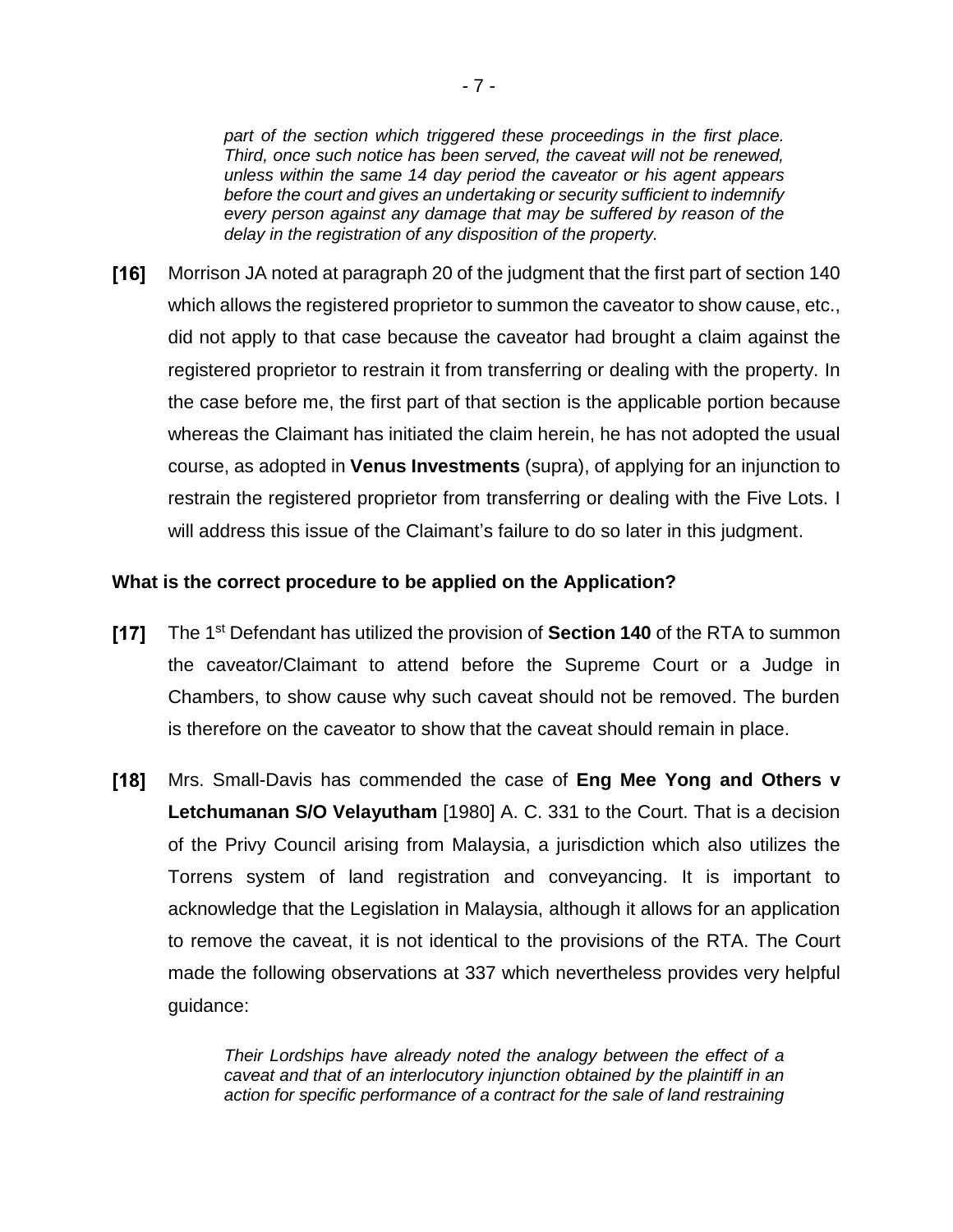> *part of the section which triggered these proceedings in the first place. Third, once such notice has been served, the caveat will not be renewed, unless within the same 14 day period the caveator or his agent appears before the court and gives an undertaking or security sufficient to indemnify every person against any damage that may be suffered by reason of the delay in the registration of any disposition of the property.*

**[16]** Morrison JA noted at paragraph 20 of the judgment that the first part of section 140 which allows the registered proprietor to summon the caveator to show cause, etc., did not apply to that case because the caveator had brought a claim against the registered proprietor to restrain it from transferring or dealing with the property. In the case before me, the first part of that section is the applicable portion because whereas the Claimant has initiated the claim herein, he has not adopted the usual course, as adopted in **Venus Investments** (supra), of applying for an injunction to restrain the registered proprietor from transferring or dealing with the Five Lots. I will address this issue of the Claimant's failure to do so later in this judgment.

**What is the correct procedure to be applied on the Application?**

**[17]** The 1st Defendant has utilized the provision of **Section 140** of the RTA to summon the caveator/Claimant to attend before the Supreme Court or a Judge in Chambers, to show cause why such caveat should not be removed. The burden is therefore on the caveator to show that the caveat should remain in place.

**[18]** Mrs. Small-Davis has commended the case of **Eng Mee Yong and Others v Letchumanan S/O Velayutham** [1980] A. C. 331 to the Court. That is a decision of the Privy Council arising from Malaysia, a jurisdiction which also utilizes the Torrens system of land registration and conveyancing. It is important to acknowledge that the Legislation in Malaysia, although it allows for an application to remove the caveat, it is not identical to the provisions of the RTA. The Court made the following observations at 337 which nevertheless provides very helpful guidance:

> *Their Lordships have already noted the analogy between the effect of a caveat and that of an interlocutory injunction obtained by the plaintiff in an action for specific performance of a contract for the sale of land restraining*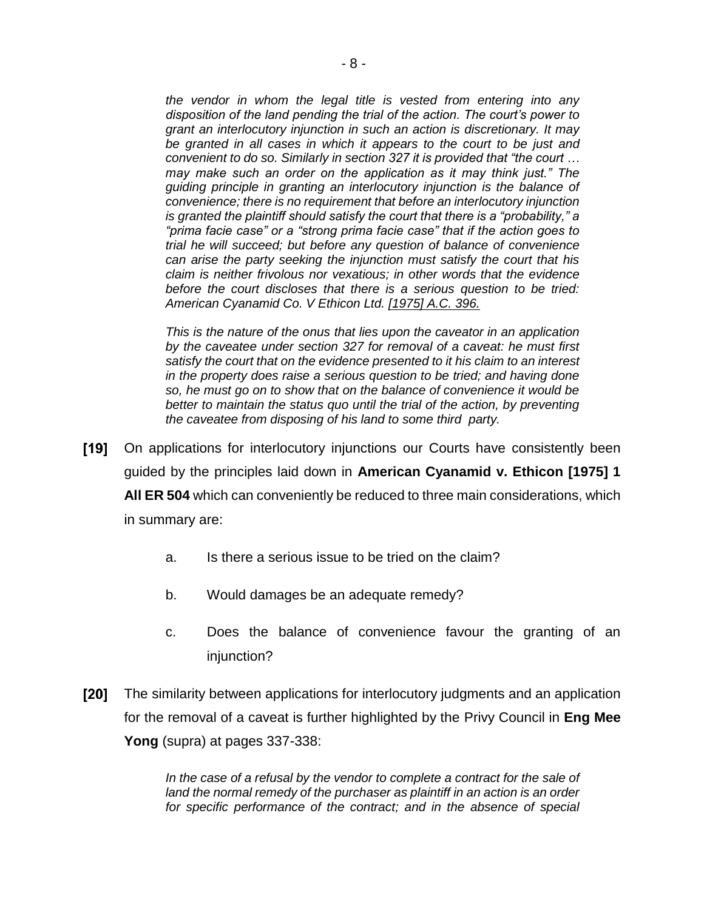> *the vendor in whom the legal title is vested from entering into any disposition of the land pending the trial of the action. The court's power to grant an interlocutory injunction in such an action is discretionary. It may be granted in all cases in which it appears to the court to be just and convenient to do so. Similarly in section 327 it is provided that "the court … may make such an order on the application as it may think just." The guiding principle in granting an interlocutory injunction is the balance of convenience; there is no requirement that before an interlocutory injunction is granted the plaintiff should satisfy the court that there is a "probability," a "prima facie case" or a "strong prima facie case" that if the action goes to trial he will succeed; but before any question of balance of convenience can arise the party seeking the injunction must satisfy the court that his claim is neither frivolous nor vexatious; in other words that the evidence before the court discloses that there is a serious question to be tried: American Cyanamid Co. V Ethicon Ltd. [1975] A.C. 396.*
>
> *This is the nature of the onus that lies upon the caveator in an application by the caveatee under section 327 for removal of a caveat: he must first satisfy the court that on the evidence presented to it his claim to an interest in the property does raise a serious question to be tried; and having done so, he must go on to show that on the balance of convenience it would be better to maintain the status quo until the trial of the action, by preventing the caveatee from disposing of his land to some third party.*

**[19]** On applications for interlocutory injunctions our Courts have consistently been guided by the principles laid down in **American Cyanamid v. Ethicon [1975] 1 All ER 504** which can conveniently be reduced to three main considerations, which in summary are:

a. Is there a serious issue to be tried on the claim?

b. Would damages be an adequate remedy?

c. Does the balance of convenience favour the granting of an injunction?

**[20]** The similarity between applications for interlocutory judgments and an application for the removal of a caveat is further highlighted by the Privy Council in **Eng Mee Yong** (supra) at pages 337-338:

> *In the case of a refusal by the vendor to complete a contract for the sale of land the normal remedy of the purchaser as plaintiff in an action is an order for specific performance of the contract; and in the absence of special*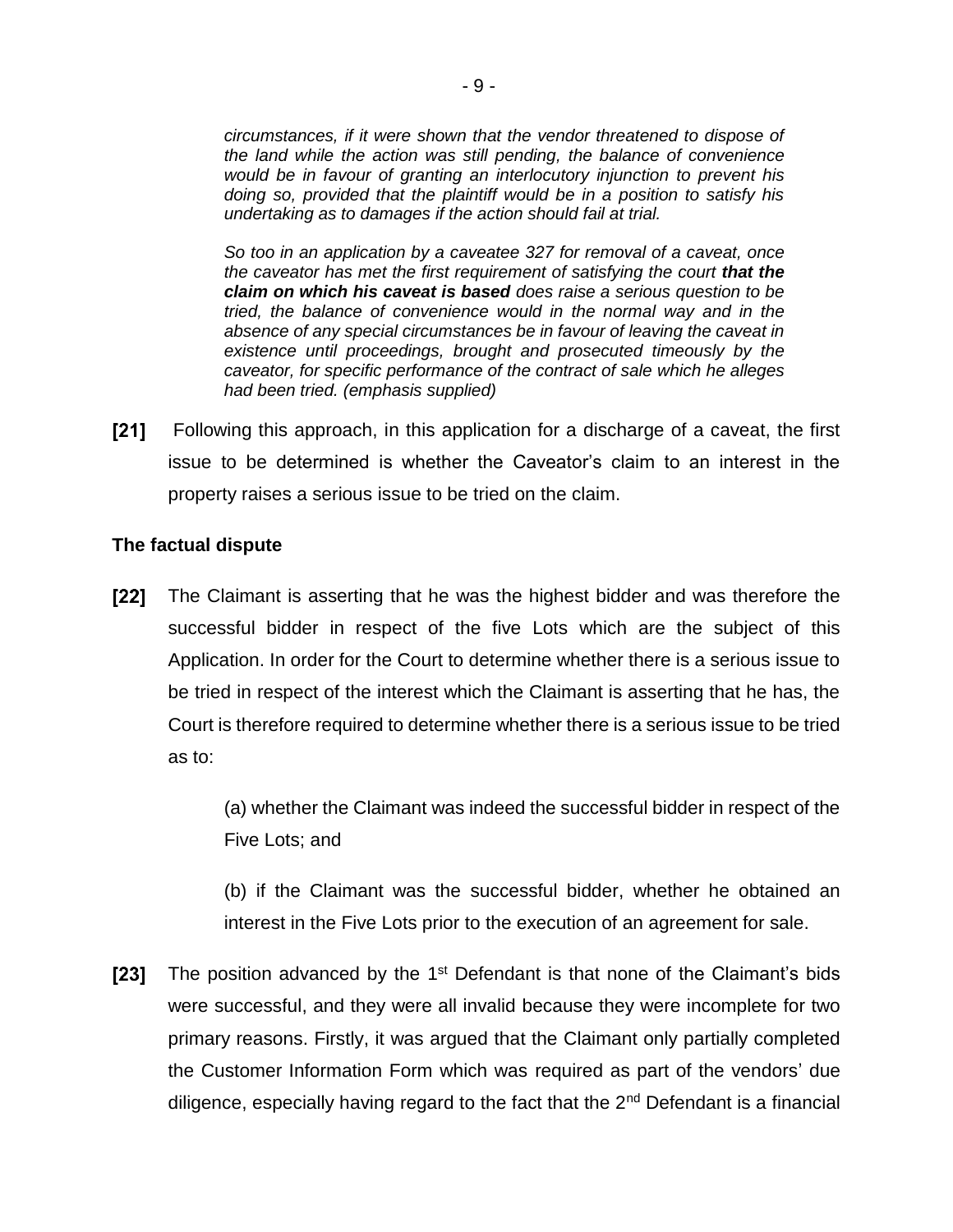*circumstances, if it were shown that the vendor threatened to dispose of the land while the action was still pending, the balance of convenience would be in favour of granting an interlocutory injunction to prevent his doing so, provided that the plaintiff would be in a position to satisfy his undertaking as to damages if the action should fail at trial.*

*So too in an application by a caveatee 327 for removal of a caveat, once the caveator has met the first requirement of satisfying the court* ***that the claim on which his caveat is based*** *does raise a serious question to be tried, the balance of convenience would in the normal way and in the absence of any special circumstances be in favour of leaving the caveat in existence until proceedings, brought and prosecuted timeously by the caveator, for specific performance of the contract of sale which he alleges had been tried. (emphasis supplied)*

**[21]** Following this approach, in this application for a discharge of a caveat, the first issue to be determined is whether the Caveator's claim to an interest in the property raises a serious issue to be tried on the claim.

**The factual dispute**

**[22]** The Claimant is asserting that he was the highest bidder and was therefore the successful bidder in respect of the five Lots which are the subject of this Application. In order for the Court to determine whether there is a serious issue to be tried in respect of the interest which the Claimant is asserting that he has, the Court is therefore required to determine whether there is a serious issue to be tried as to:

(a) whether the Claimant was indeed the successful bidder in respect of the Five Lots; and

(b) if the Claimant was the successful bidder, whether he obtained an interest in the Five Lots prior to the execution of an agreement for sale.

**[23]** The position advanced by the 1st Defendant is that none of the Claimant's bids were successful, and they were all invalid because they were incomplete for two primary reasons. Firstly, it was argued that the Claimant only partially completed the Customer Information Form which was required as part of the vendors' due diligence, especially having regard to the fact that the 2nd Defendant is a financial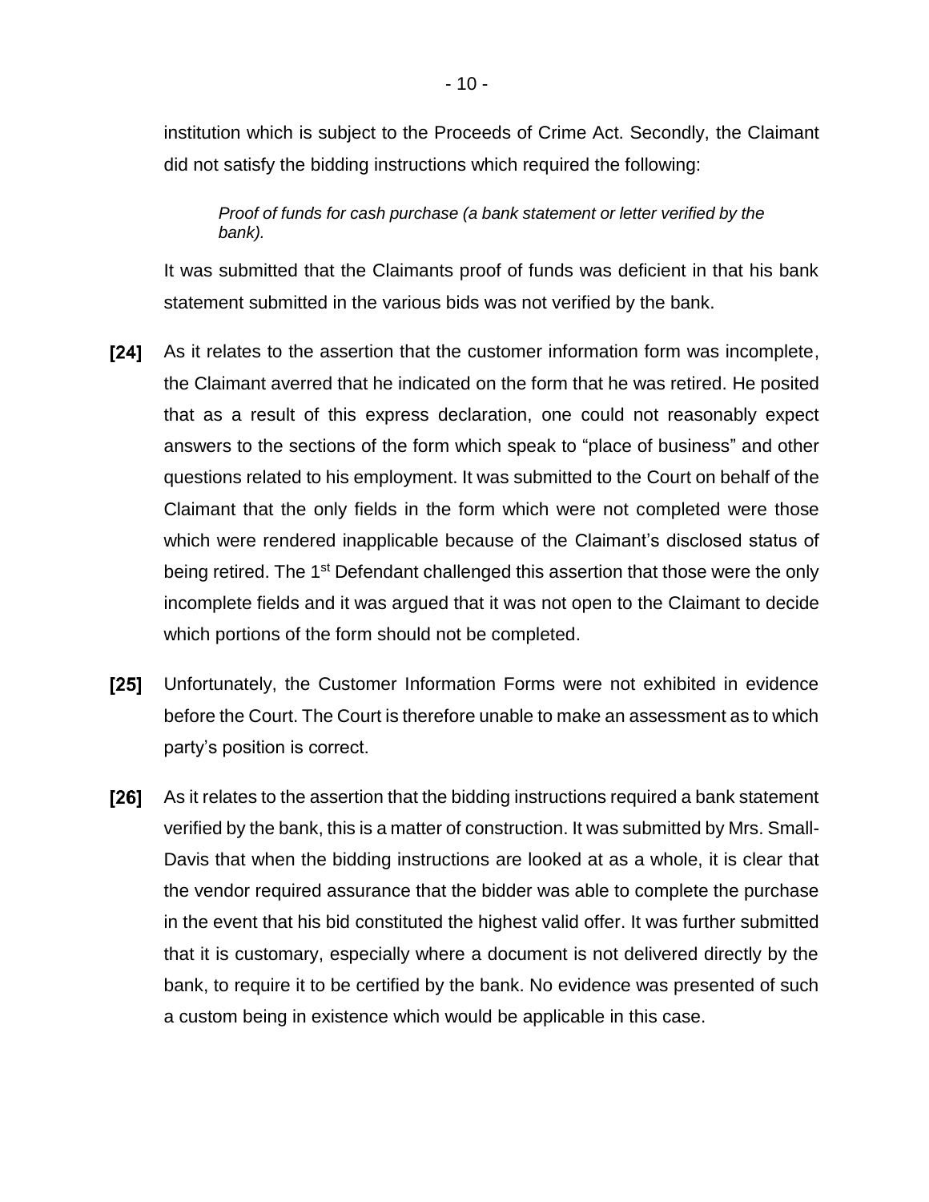institution which is subject to the Proceeds of Crime Act. Secondly, the Claimant did not satisfy the bidding instructions which required the following:

> *Proof of funds for cash purchase (a bank statement or letter verified by the bank).*

It was submitted that the Claimants proof of funds was deficient in that his bank statement submitted in the various bids was not verified by the bank.

**[24]** As it relates to the assertion that the customer information form was incomplete, the Claimant averred that he indicated on the form that he was retired. He posited that as a result of this express declaration, one could not reasonably expect answers to the sections of the form which speak to "place of business" and other questions related to his employment. It was submitted to the Court on behalf of the Claimant that the only fields in the form which were not completed were those which were rendered inapplicable because of the Claimant's disclosed status of being retired. The 1st Defendant challenged this assertion that those were the only incomplete fields and it was argued that it was not open to the Claimant to decide which portions of the form should not be completed.

**[25]** Unfortunately, the Customer Information Forms were not exhibited in evidence before the Court. The Court is therefore unable to make an assessment as to which party's position is correct.

**[26]** As it relates to the assertion that the bidding instructions required a bank statement verified by the bank, this is a matter of construction. It was submitted by Mrs. Small-Davis that when the bidding instructions are looked at as a whole, it is clear that the vendor required assurance that the bidder was able to complete the purchase in the event that his bid constituted the highest valid offer. It was further submitted that it is customary, especially where a document is not delivered directly by the bank, to require it to be certified by the bank. No evidence was presented of such a custom being in existence which would be applicable in this case.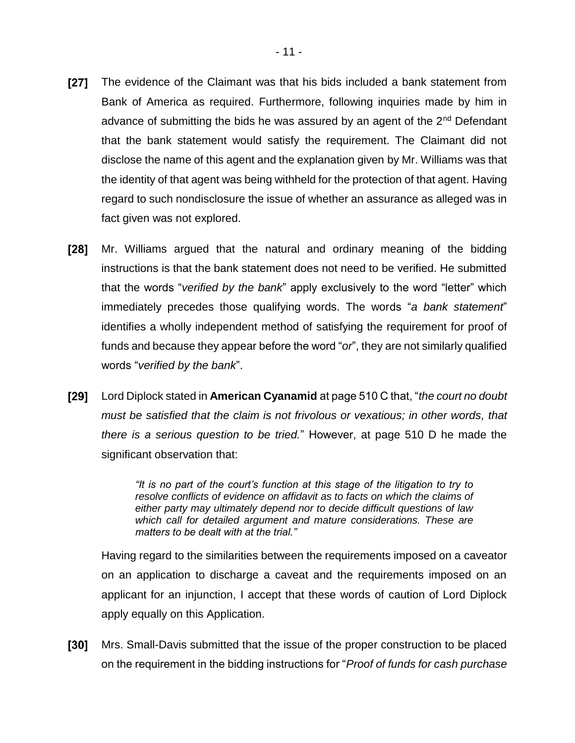**[27]** The evidence of the Claimant was that his bids included a bank statement from Bank of America as required. Furthermore, following inquiries made by him in advance of submitting the bids he was assured by an agent of the 2nd Defendant that the bank statement would satisfy the requirement. The Claimant did not disclose the name of this agent and the explanation given by Mr. Williams was that the identity of that agent was being withheld for the protection of that agent. Having regard to such nondisclosure the issue of whether an assurance as alleged was in fact given was not explored.

**[28]** Mr. Williams argued that the natural and ordinary meaning of the bidding instructions is that the bank statement does not need to be verified. He submitted that the words "*verified by the bank*" apply exclusively to the word "letter" which immediately precedes those qualifying words. The words "*a bank statement*" identifies a wholly independent method of satisfying the requirement for proof of funds and because they appear before the word "*or*", they are not similarly qualified words "*verified by the bank*".

**[29]** Lord Diplock stated in **American Cyanamid** at page 510 C that, "*the court no doubt must be satisfied that the claim is not frivolous or vexatious; in other words, that there is a serious question to be tried.*" However, at page 510 D he made the significant observation that:

> *"It is no part of the court's function at this stage of the litigation to try to resolve conflicts of evidence on affidavit as to facts on which the claims of either party may ultimately depend nor to decide difficult questions of law which call for detailed argument and mature considerations. These are matters to be dealt with at the trial."*

Having regard to the similarities between the requirements imposed on a caveator on an application to discharge a caveat and the requirements imposed on an applicant for an injunction, I accept that these words of caution of Lord Diplock apply equally on this Application.

**[30]** Mrs. Small-Davis submitted that the issue of the proper construction to be placed on the requirement in the bidding instructions for "*Proof of funds for cash purchase*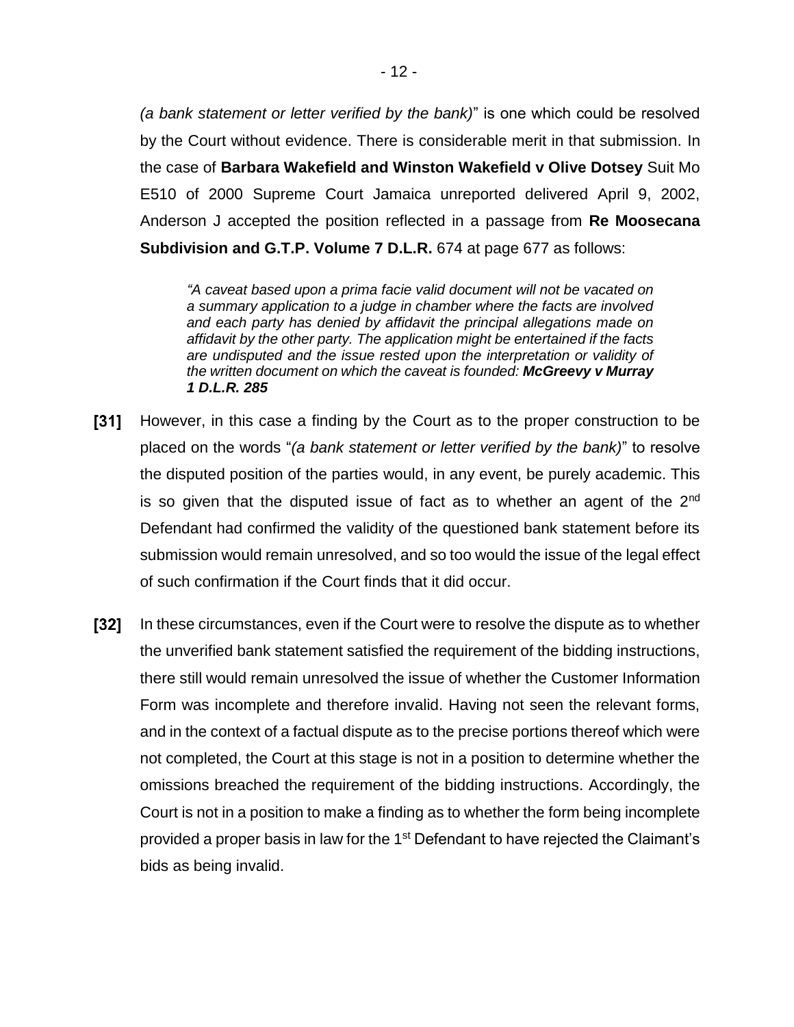*(a bank statement or letter verified by the bank)*" is one which could be resolved by the Court without evidence. There is considerable merit in that submission. In the case of **Barbara Wakefield and Winston Wakefield v Olive Dotsey** Suit Mo E510 of 2000 Supreme Court Jamaica unreported delivered April 9, 2002, Anderson J accepted the position reflected in a passage from **Re Moosecana Subdivision and G.T.P. Volume 7 D.L.R.** 674 at page 677 as follows:

> *"A caveat based upon a prima facie valid document will not be vacated on a summary application to a judge in chamber where the facts are involved and each party has denied by affidavit the principal allegations made on affidavit by the other party. The application might be entertained if the facts are undisputed and the issue rested upon the interpretation or validity of the written document on which the caveat is founded:* ***McGreevy v Murray 1 D.L.R. 285***

**[31]** However, in this case a finding by the Court as to the proper construction to be placed on the words "*(a bank statement or letter verified by the bank)*" to resolve the disputed position of the parties would, in any event, be purely academic. This is so given that the disputed issue of fact as to whether an agent of the 2nd Defendant had confirmed the validity of the questioned bank statement before its submission would remain unresolved, and so too would the issue of the legal effect of such confirmation if the Court finds that it did occur.

**[32]** In these circumstances, even if the Court were to resolve the dispute as to whether the unverified bank statement satisfied the requirement of the bidding instructions, there still would remain unresolved the issue of whether the Customer Information Form was incomplete and therefore invalid. Having not seen the relevant forms, and in the context of a factual dispute as to the precise portions thereof which were not completed, the Court at this stage is not in a position to determine whether the omissions breached the requirement of the bidding instructions. Accordingly, the Court is not in a position to make a finding as to whether the form being incomplete provided a proper basis in law for the 1st Defendant to have rejected the Claimant's bids as being invalid.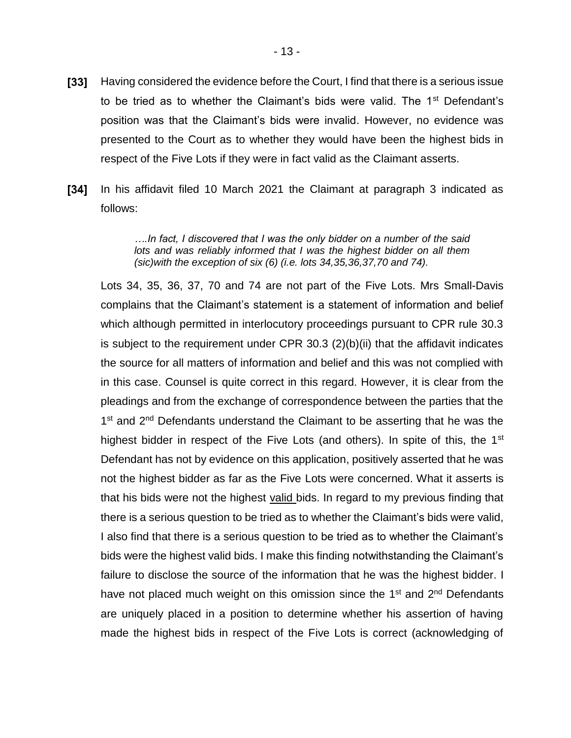**[33]** Having considered the evidence before the Court, I find that there is a serious issue to be tried as to whether the Claimant's bids were valid. The 1st Defendant's position was that the Claimant's bids were invalid. However, no evidence was presented to the Court as to whether they would have been the highest bids in respect of the Five Lots if they were in fact valid as the Claimant asserts.

**[34]** In his affidavit filed 10 March 2021 the Claimant at paragraph 3 indicated as follows:

> *….In fact, I discovered that I was the only bidder on a number of the said lots and was reliably informed that I was the highest bidder on all them (sic)with the exception of six (6) (i.e. lots 34,35,36,37,70 and 74).*

Lots 34, 35, 36, 37, 70 and 74 are not part of the Five Lots. Mrs Small-Davis complains that the Claimant's statement is a statement of information and belief which although permitted in interlocutory proceedings pursuant to CPR rule 30.3 is subject to the requirement under CPR 30.3 (2)(b)(ii) that the affidavit indicates the source for all matters of information and belief and this was not complied with in this case. Counsel is quite correct in this regard. However, it is clear from the pleadings and from the exchange of correspondence between the parties that the 1st and 2nd Defendants understand the Claimant to be asserting that he was the highest bidder in respect of the Five Lots (and others). In spite of this, the 1st Defendant has not by evidence on this application, positively asserted that he was not the highest bidder as far as the Five Lots were concerned. What it asserts is that his bids were not the highest <u>valid</u> bids. In regard to my previous finding that there is a serious question to be tried as to whether the Claimant's bids were valid, I also find that there is a serious question to be tried as to whether the Claimant's bids were the highest valid bids. I make this finding notwithstanding the Claimant's failure to disclose the source of the information that he was the highest bidder. I have not placed much weight on this omission since the 1st and 2nd Defendants are uniquely placed in a position to determine whether his assertion of having made the highest bids in respect of the Five Lots is correct (acknowledging of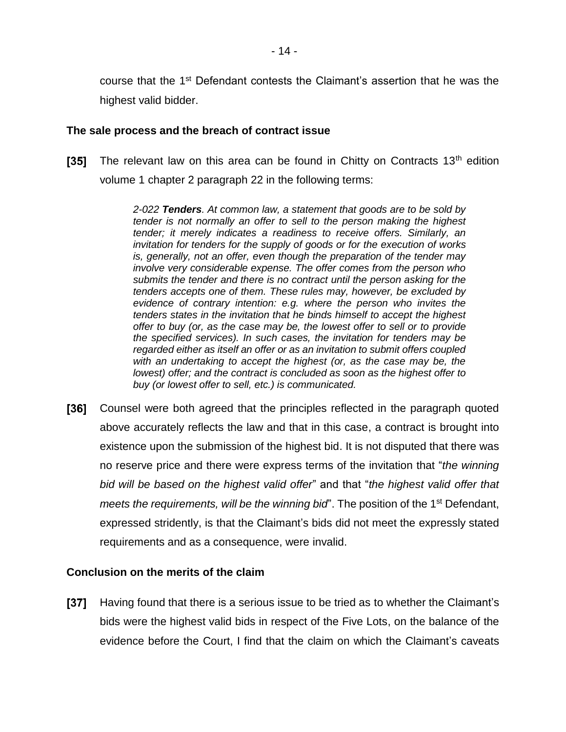course that the 1st Defendant contests the Claimant's assertion that he was the highest valid bidder.

**The sale process and the breach of contract issue**

**[35]** The relevant law on this area can be found in Chitty on Contracts 13th edition volume 1 chapter 2 paragraph 22 in the following terms:

> *2-022 **Tenders**. At common law, a statement that goods are to be sold by tender is not normally an offer to sell to the person making the highest tender; it merely indicates a readiness to receive offers. Similarly, an invitation for tenders for the supply of goods or for the execution of works is, generally, not an offer, even though the preparation of the tender may involve very considerable expense. The offer comes from the person who submits the tender and there is no contract until the person asking for the tenders accepts one of them. These rules may, however, be excluded by evidence of contrary intention: e.g. where the person who invites the tenders states in the invitation that he binds himself to accept the highest offer to buy (or, as the case may be, the lowest offer to sell or to provide the specified services). In such cases, the invitation for tenders may be regarded either as itself an offer or as an invitation to submit offers coupled with an undertaking to accept the highest (or, as the case may be, the lowest) offer; and the contract is concluded as soon as the highest offer to buy (or lowest offer to sell, etc.) is communicated.*

**[36]** Counsel were both agreed that the principles reflected in the paragraph quoted above accurately reflects the law and that in this case, a contract is brought into existence upon the submission of the highest bid. It is not disputed that there was no reserve price and there were express terms of the invitation that "*the winning bid will be based on the highest valid offer*" and that "*the highest valid offer that meets the requirements, will be the winning bid*". The position of the 1st Defendant, expressed stridently, is that the Claimant's bids did not meet the expressly stated requirements and as a consequence, were invalid.

**Conclusion on the merits of the claim**

**[37]** Having found that there is a serious issue to be tried as to whether the Claimant's bids were the highest valid bids in respect of the Five Lots, on the balance of the evidence before the Court, I find that the claim on which the Claimant's caveats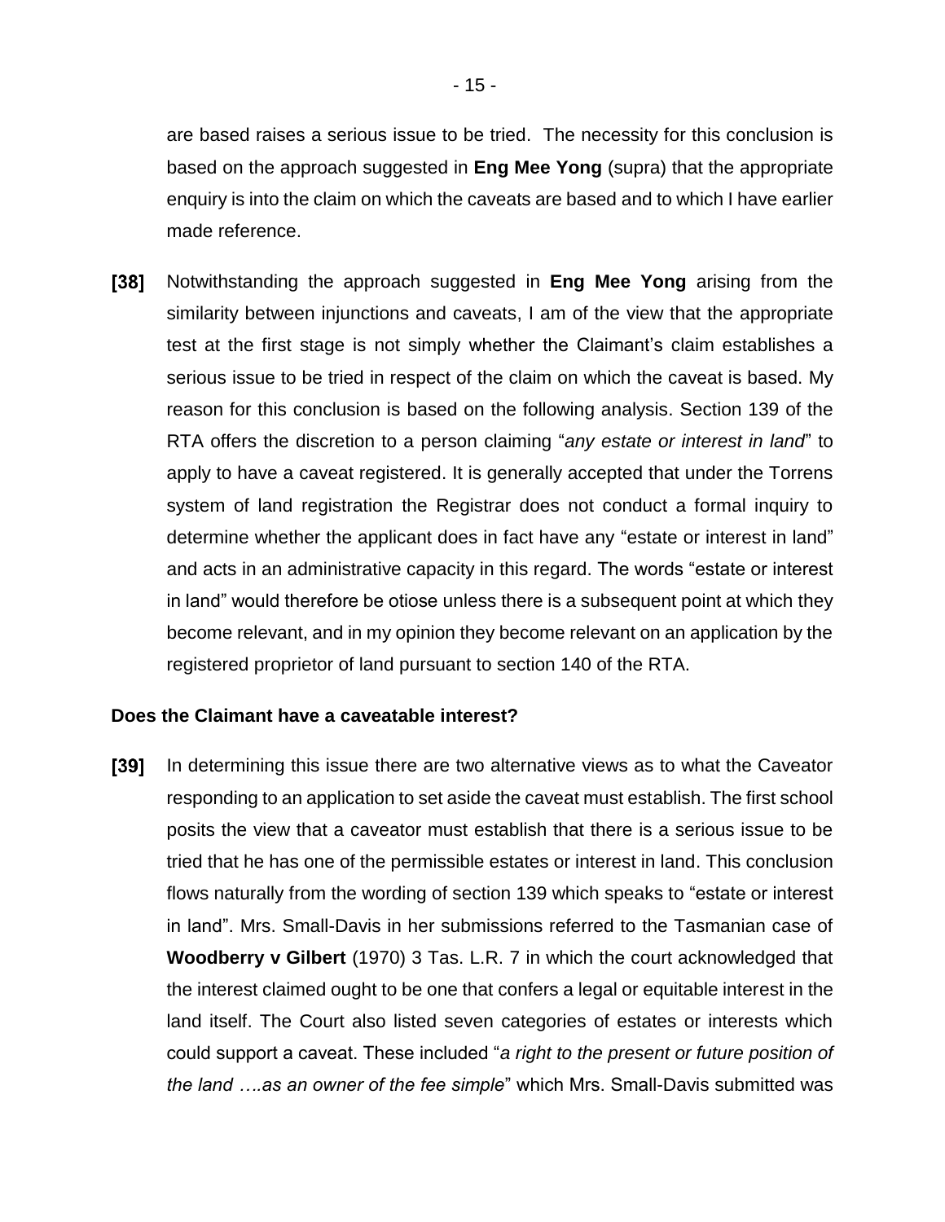are based raises a serious issue to be tried. The necessity for this conclusion is based on the approach suggested in **Eng Mee Yong** (supra) that the appropriate enquiry is into the claim on which the caveats are based and to which I have earlier made reference.

**[38]** Notwithstanding the approach suggested in **Eng Mee Yong** arising from the similarity between injunctions and caveats, I am of the view that the appropriate test at the first stage is not simply whether the Claimant's claim establishes a serious issue to be tried in respect of the claim on which the caveat is based. My reason for this conclusion is based on the following analysis. Section 139 of the RTA offers the discretion to a person claiming "*any estate or interest in land*" to apply to have a caveat registered. It is generally accepted that under the Torrens system of land registration the Registrar does not conduct a formal inquiry to determine whether the applicant does in fact have any "estate or interest in land" and acts in an administrative capacity in this regard. The words "estate or interest in land" would therefore be otiose unless there is a subsequent point at which they become relevant, and in my opinion they become relevant on an application by the registered proprietor of land pursuant to section 140 of the RTA.

**Does the Claimant have a caveatable interest?**

**[39]** In determining this issue there are two alternative views as to what the Caveator responding to an application to set aside the caveat must establish. The first school posits the view that a caveator must establish that there is a serious issue to be tried that he has one of the permissible estates or interest in land. This conclusion flows naturally from the wording of section 139 which speaks to "estate or interest in land". Mrs. Small-Davis in her submissions referred to the Tasmanian case of **Woodberry v Gilbert** (1970) 3 Tas. L.R. 7 in which the court acknowledged that the interest claimed ought to be one that confers a legal or equitable interest in the land itself. The Court also listed seven categories of estates or interests which could support a caveat. These included "*a right to the present or future position of the land ….as an owner of the fee simple*" which Mrs. Small-Davis submitted was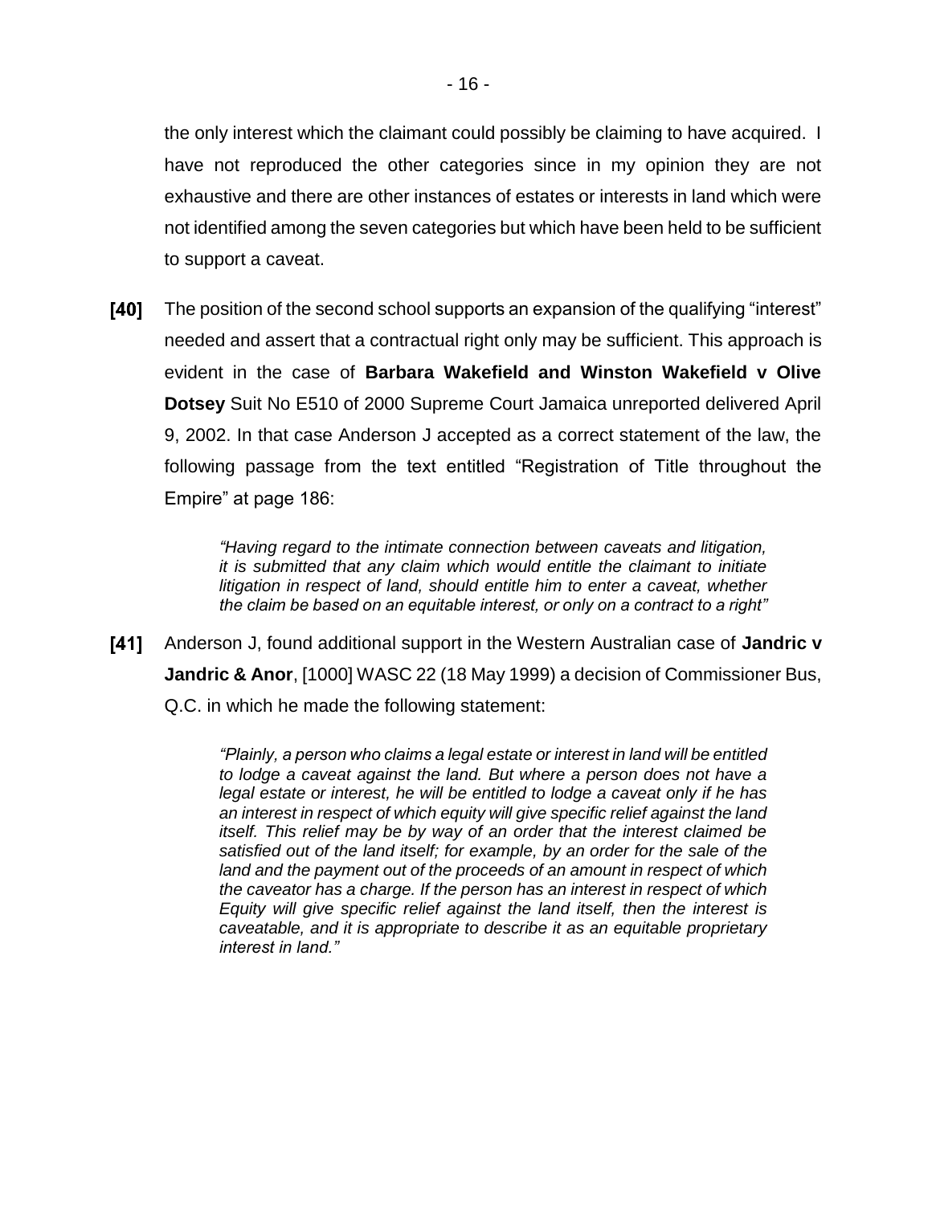the only interest which the claimant could possibly be claiming to have acquired. I have not reproduced the other categories since in my opinion they are not exhaustive and there are other instances of estates or interests in land which were not identified among the seven categories but which have been held to be sufficient to support a caveat.

**[40]** The position of the second school supports an expansion of the qualifying "interest" needed and assert that a contractual right only may be sufficient. This approach is evident in the case of **Barbara Wakefield and Winston Wakefield v Olive Dotsey** Suit No E510 of 2000 Supreme Court Jamaica unreported delivered April 9, 2002. In that case Anderson J accepted as a correct statement of the law, the following passage from the text entitled "Registration of Title throughout the Empire" at page 186:

> *"Having regard to the intimate connection between caveats and litigation, it is submitted that any claim which would entitle the claimant to initiate litigation in respect of land, should entitle him to enter a caveat, whether the claim be based on an equitable interest, or only on a contract to a right"*

**[41]** Anderson J, found additional support in the Western Australian case of **Jandric v Jandric & Anor**, [1000] WASC 22 (18 May 1999) a decision of Commissioner Bus, Q.C. in which he made the following statement:

> *"Plainly, a person who claims a legal estate or interest in land will be entitled to lodge a caveat against the land. But where a person does not have a legal estate or interest, he will be entitled to lodge a caveat only if he has an interest in respect of which equity will give specific relief against the land itself. This relief may be by way of an order that the interest claimed be satisfied out of the land itself; for example, by an order for the sale of the land and the payment out of the proceeds of an amount in respect of which the caveator has a charge. If the person has an interest in respect of which Equity will give specific relief against the land itself, then the interest is caveatable, and it is appropriate to describe it as an equitable proprietary interest in land."*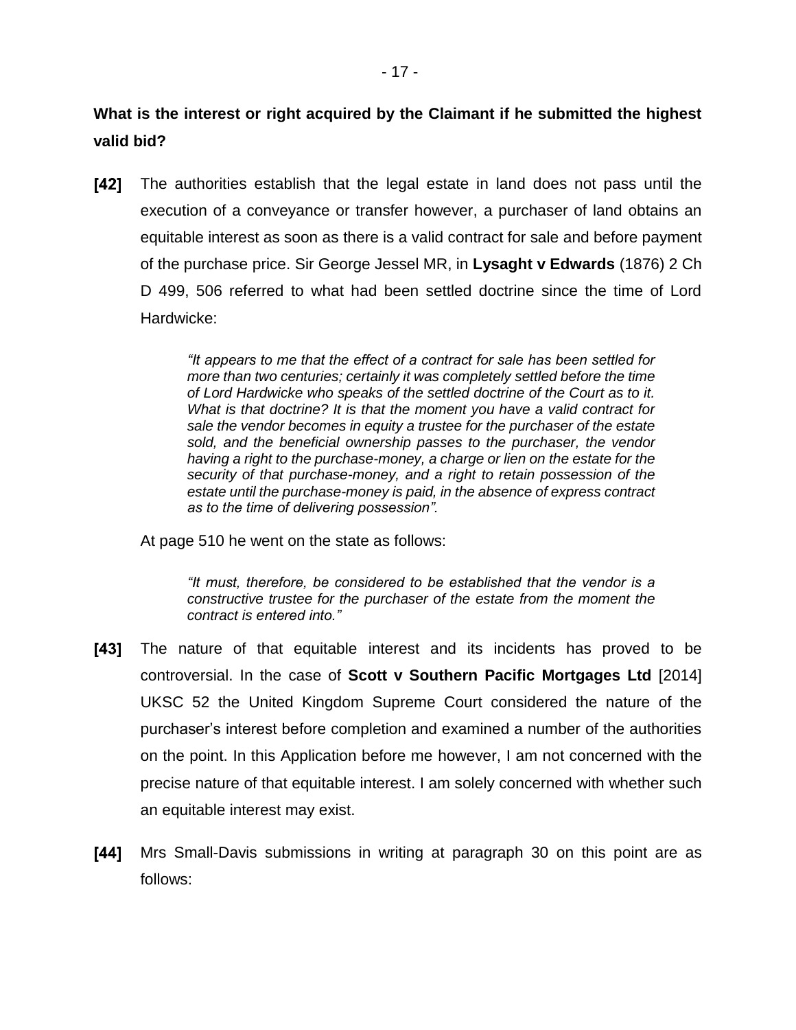**What is the interest or right acquired by the Claimant if he submitted the highest valid bid?**

**[42]** The authorities establish that the legal estate in land does not pass until the execution of a conveyance or transfer however, a purchaser of land obtains an equitable interest as soon as there is a valid contract for sale and before payment of the purchase price. Sir George Jessel MR, in **Lysaght v Edwards** (1876) 2 Ch D 499, 506 referred to what had been settled doctrine since the time of Lord Hardwicke:

> *"It appears to me that the effect of a contract for sale has been settled for more than two centuries; certainly it was completely settled before the time of Lord Hardwicke who speaks of the settled doctrine of the Court as to it. What is that doctrine? It is that the moment you have a valid contract for sale the vendor becomes in equity a trustee for the purchaser of the estate sold, and the beneficial ownership passes to the purchaser, the vendor having a right to the purchase-money, a charge or lien on the estate for the security of that purchase-money, and a right to retain possession of the estate until the purchase-money is paid, in the absence of express contract as to the time of delivering possession".*

At page 510 he went on the state as follows:

> *"It must, therefore, be considered to be established that the vendor is a constructive trustee for the purchaser of the estate from the moment the contract is entered into."*

**[43]** The nature of that equitable interest and its incidents has proved to be controversial. In the case of **Scott v Southern Pacific Mortgages Ltd** [2014] UKSC 52 the United Kingdom Supreme Court considered the nature of the purchaser's interest before completion and examined a number of the authorities on the point. In this Application before me however, I am not concerned with the precise nature of that equitable interest. I am solely concerned with whether such an equitable interest may exist.

**[44]** Mrs Small-Davis submissions in writing at paragraph 30 on this point are as follows: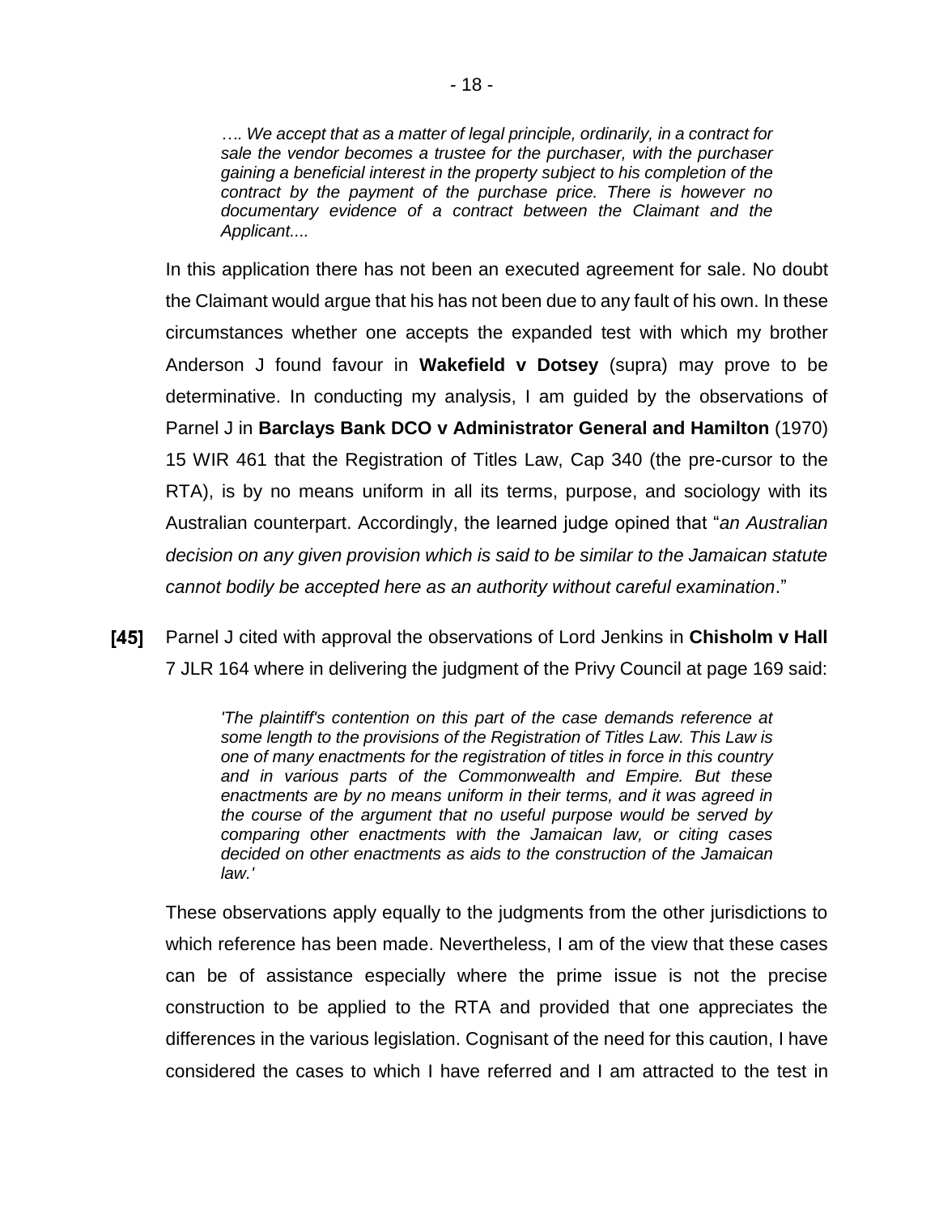*…. We accept that as a matter of legal principle, ordinarily, in a contract for sale the vendor becomes a trustee for the purchaser, with the purchaser gaining a beneficial interest in the property subject to his completion of the contract by the payment of the purchase price. There is however no documentary evidence of a contract between the Claimant and the Applicant....*

In this application there has not been an executed agreement for sale. No doubt the Claimant would argue that his has not been due to any fault of his own. In these circumstances whether one accepts the expanded test with which my brother Anderson J found favour in **Wakefield v Dotsey** (supra) may prove to be determinative. In conducting my analysis, I am guided by the observations of Parnel J in **Barclays Bank DCO v Administrator General and Hamilton** (1970) 15 WIR 461 that the Registration of Titles Law, Cap 340 (the pre-cursor to the RTA), is by no means uniform in all its terms, purpose, and sociology with its Australian counterpart. Accordingly, the learned judge opined that "*an Australian decision on any given provision which is said to be similar to the Jamaican statute cannot bodily be accepted here as an authority without careful examination*."

**[45]** Parnel J cited with approval the observations of Lord Jenkins in **Chisholm v Hall** 7 JLR 164 where in delivering the judgment of the Privy Council at page 169 said:

> *'The plaintiff's contention on this part of the case demands reference at some length to the provisions of the Registration of Titles Law. This Law is one of many enactments for the registration of titles in force in this country and in various parts of the Commonwealth and Empire. But these enactments are by no means uniform in their terms, and it was agreed in the course of the argument that no useful purpose would be served by comparing other enactments with the Jamaican law, or citing cases decided on other enactments as aids to the construction of the Jamaican law.'*

These observations apply equally to the judgments from the other jurisdictions to which reference has been made. Nevertheless, I am of the view that these cases can be of assistance especially where the prime issue is not the precise construction to be applied to the RTA and provided that one appreciates the differences in the various legislation. Cognisant of the need for this caution, I have considered the cases to which I have referred and I am attracted to the test in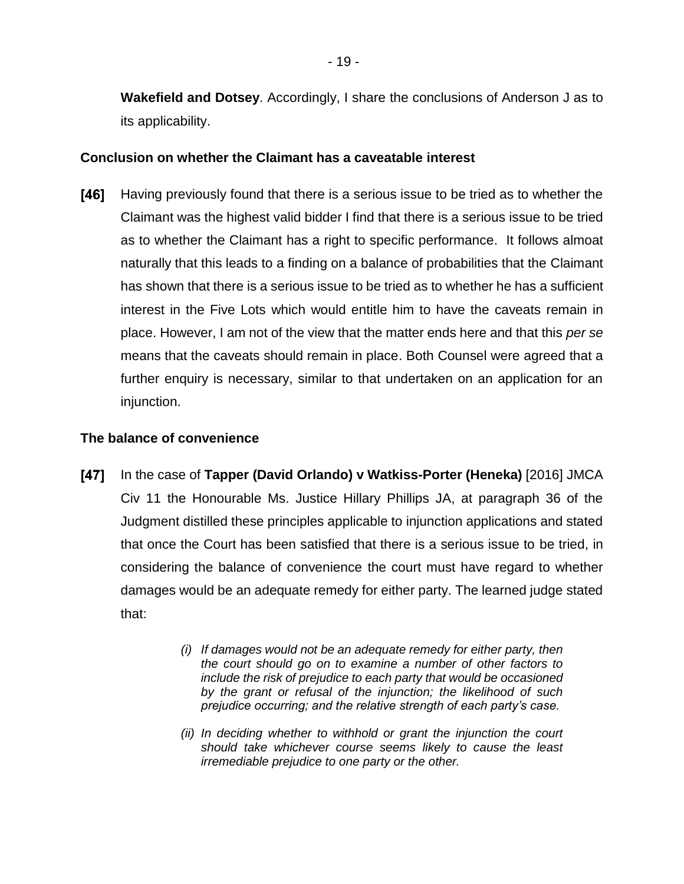**Wakefield and Dotsey**. Accordingly, I share the conclusions of Anderson J as to its applicability.

**Conclusion on whether the Claimant has a caveatable interest**

**[46]** Having previously found that there is a serious issue to be tried as to whether the Claimant was the highest valid bidder I find that there is a serious issue to be tried as to whether the Claimant has a right to specific performance. It follows almoat naturally that this leads to a finding on a balance of probabilities that the Claimant has shown that there is a serious issue to be tried as to whether he has a sufficient interest in the Five Lots which would entitle him to have the caveats remain in place. However, I am not of the view that the matter ends here and that this *per se* means that the caveats should remain in place. Both Counsel were agreed that a further enquiry is necessary, similar to that undertaken on an application for an injunction.

**The balance of convenience**

**[47]** In the case of **Tapper (David Orlando) v Watkiss-Porter (Heneka)** [2016] JMCA Civ 11 the Honourable Ms. Justice Hillary Phillips JA, at paragraph 36 of the Judgment distilled these principles applicable to injunction applications and stated that once the Court has been satisfied that there is a serious issue to be tried, in considering the balance of convenience the court must have regard to whether damages would be an adequate remedy for either party. The learned judge stated that:

> *(i) If damages would not be an adequate remedy for either party, then the court should go on to examine a number of other factors to include the risk of prejudice to each party that would be occasioned by the grant or refusal of the injunction; the likelihood of such prejudice occurring; and the relative strength of each party's case.*
>
> *(ii) In deciding whether to withhold or grant the injunction the court should take whichever course seems likely to cause the least irremediable prejudice to one party or the other.*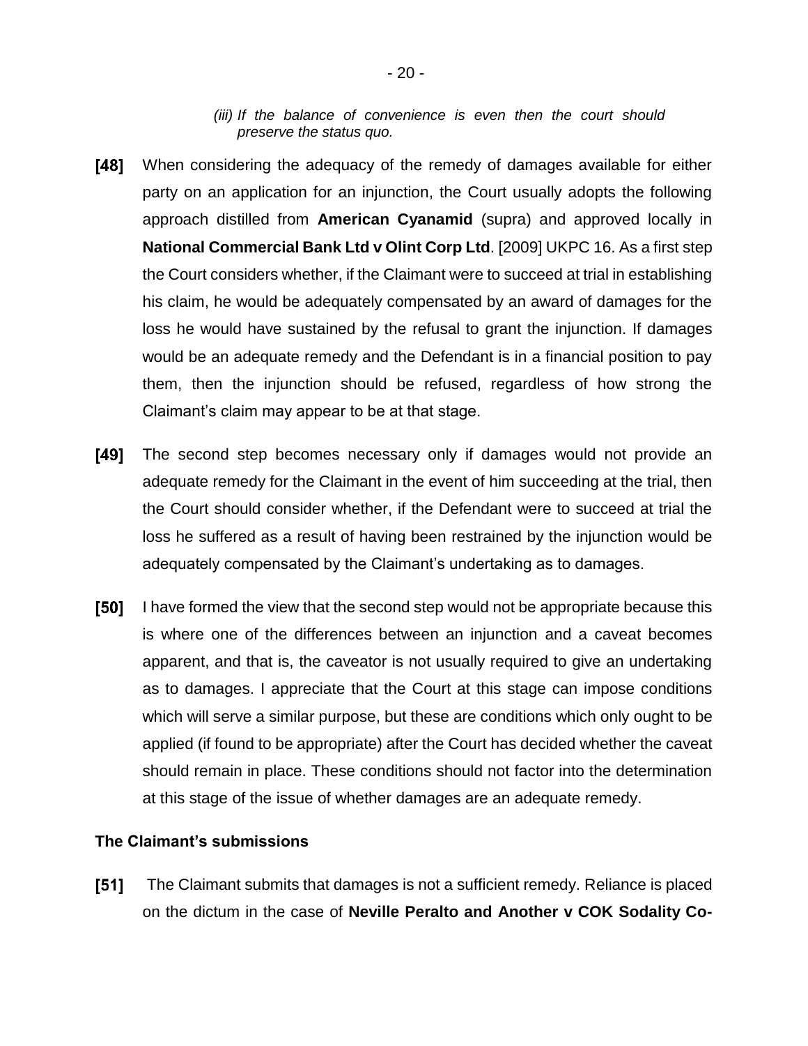*(iii) If the balance of convenience is even then the court should preserve the status quo.*

**[48]** When considering the adequacy of the remedy of damages available for either party on an application for an injunction, the Court usually adopts the following approach distilled from **American Cyanamid** (supra) and approved locally in **National Commercial Bank Ltd v Olint Corp Ltd**. [2009] UKPC 16. As a first step the Court considers whether, if the Claimant were to succeed at trial in establishing his claim, he would be adequately compensated by an award of damages for the loss he would have sustained by the refusal to grant the injunction. If damages would be an adequate remedy and the Defendant is in a financial position to pay them, then the injunction should be refused, regardless of how strong the Claimant's claim may appear to be at that stage.

**[49]** The second step becomes necessary only if damages would not provide an adequate remedy for the Claimant in the event of him succeeding at the trial, then the Court should consider whether, if the Defendant were to succeed at trial the loss he suffered as a result of having been restrained by the injunction would be adequately compensated by the Claimant's undertaking as to damages.

**[50]** I have formed the view that the second step would not be appropriate because this is where one of the differences between an injunction and a caveat becomes apparent, and that is, the caveator is not usually required to give an undertaking as to damages. I appreciate that the Court at this stage can impose conditions which will serve a similar purpose, but these are conditions which only ought to be applied (if found to be appropriate) after the Court has decided whether the caveat should remain in place. These conditions should not factor into the determination at this stage of the issue of whether damages are an adequate remedy.

**The Claimant's submissions**

**[51]** The Claimant submits that damages is not a sufficient remedy. Reliance is placed on the dictum in the case of **Neville Peralto and Another v COK Sodality Co-**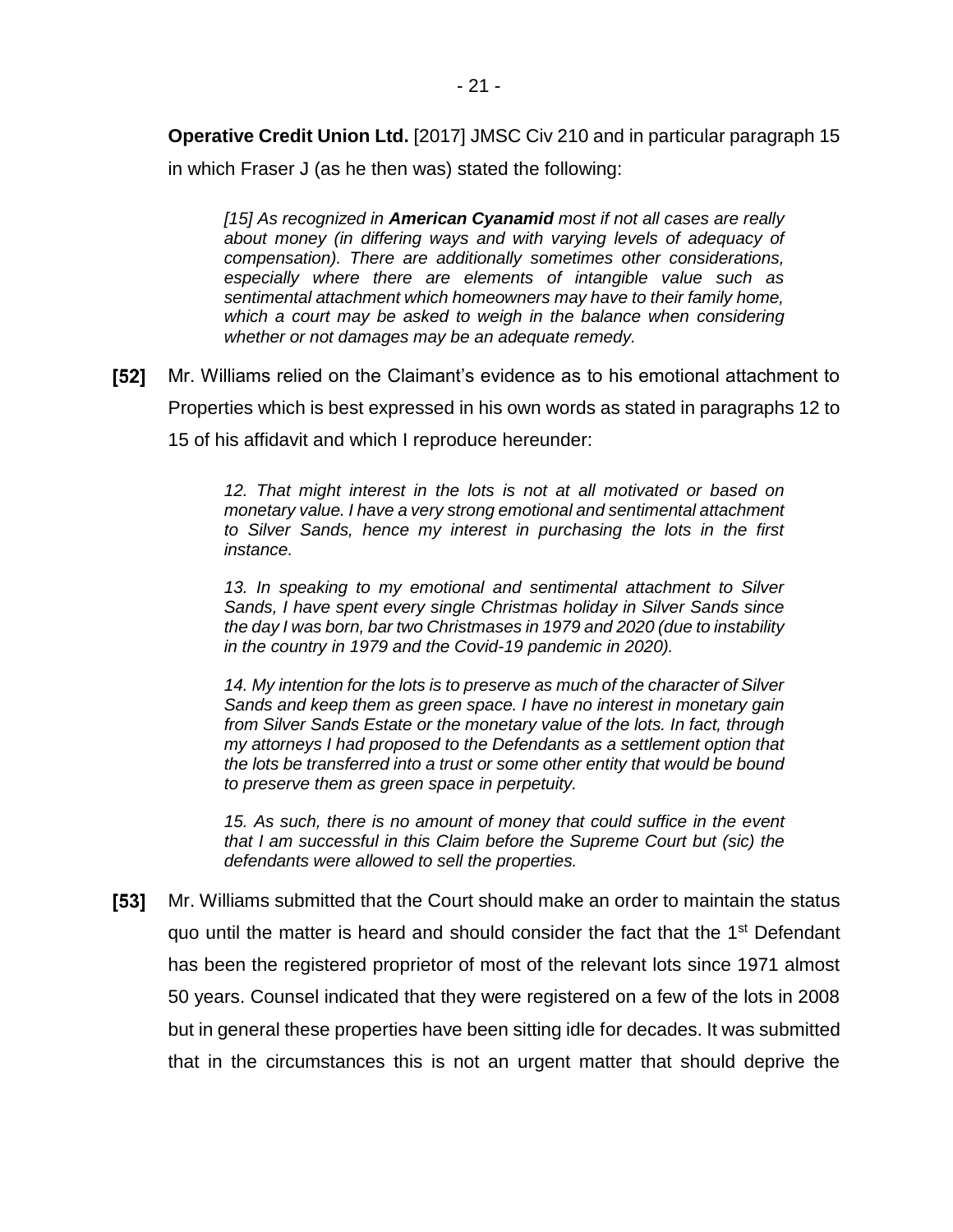**Operative Credit Union Ltd.** [2017] JMSC Civ 210 and in particular paragraph 15 in which Fraser J (as he then was) stated the following:

> *[15] As recognized in **American Cyanamid** most if not all cases are really about money (in differing ways and with varying levels of adequacy of compensation). There are additionally sometimes other considerations, especially where there are elements of intangible value such as sentimental attachment which homeowners may have to their family home, which a court may be asked to weigh in the balance when considering whether or not damages may be an adequate remedy.*

**[52]** Mr. Williams relied on the Claimant's evidence as to his emotional attachment to Properties which is best expressed in his own words as stated in paragraphs 12 to 15 of his affidavit and which I reproduce hereunder:

> *12. That might interest in the lots is not at all motivated or based on monetary value. I have a very strong emotional and sentimental attachment to Silver Sands, hence my interest in purchasing the lots in the first instance.*
>
> *13. In speaking to my emotional and sentimental attachment to Silver Sands, I have spent every single Christmas holiday in Silver Sands since the day I was born, bar two Christmases in 1979 and 2020 (due to instability in the country in 1979 and the Covid-19 pandemic in 2020).*
>
> *14. My intention for the lots is to preserve as much of the character of Silver Sands and keep them as green space. I have no interest in monetary gain from Silver Sands Estate or the monetary value of the lots. In fact, through my attorneys I had proposed to the Defendants as a settlement option that the lots be transferred into a trust or some other entity that would be bound to preserve them as green space in perpetuity.*
>
> *15. As such, there is no amount of money that could suffice in the event that I am successful in this Claim before the Supreme Court but (sic) the defendants were allowed to sell the properties.*

**[53]** Mr. Williams submitted that the Court should make an order to maintain the status quo until the matter is heard and should consider the fact that the 1st Defendant has been the registered proprietor of most of the relevant lots since 1971 almost 50 years. Counsel indicated that they were registered on a few of the lots in 2008 but in general these properties have been sitting idle for decades. It was submitted that in the circumstances this is not an urgent matter that should deprive the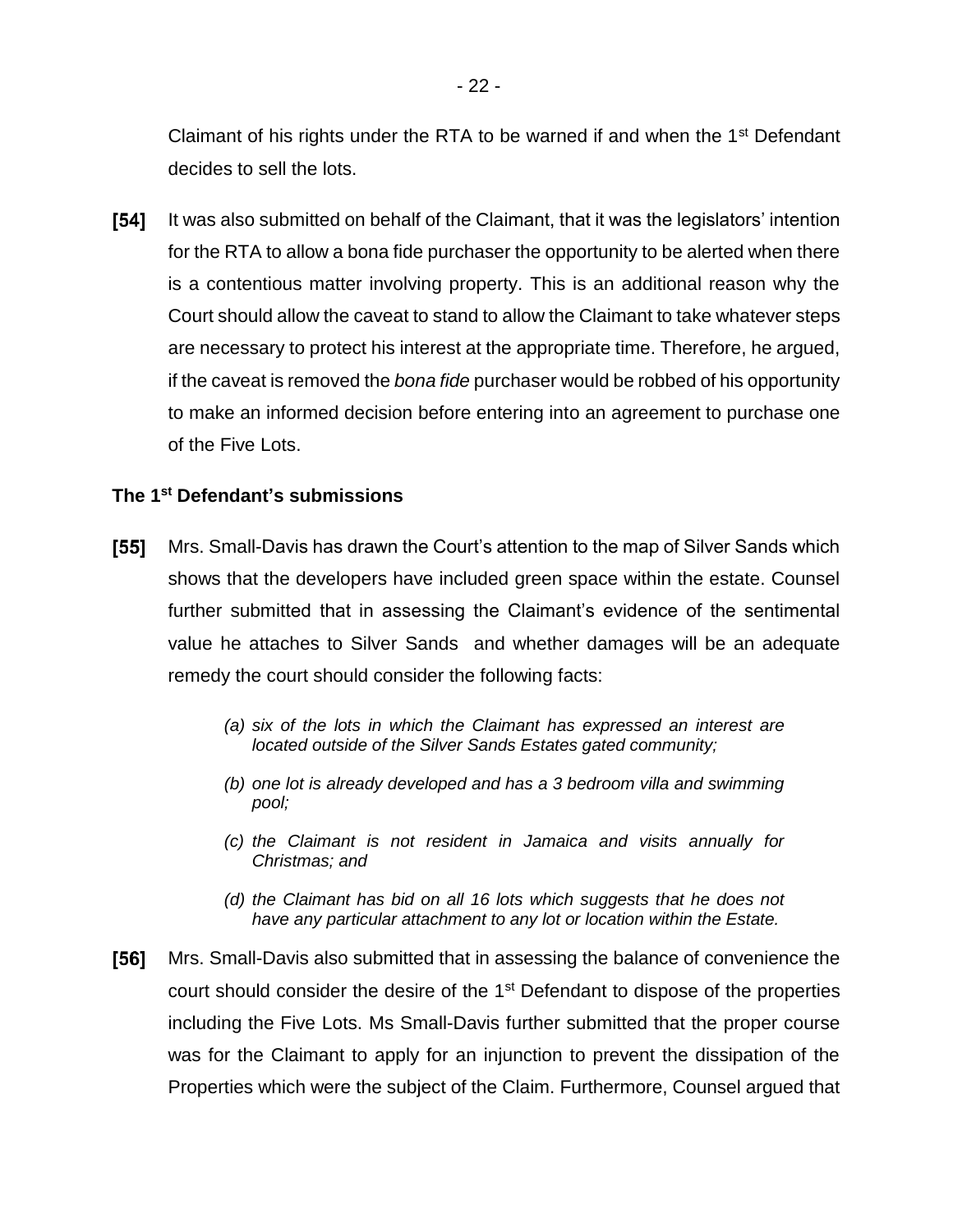Claimant of his rights under the RTA to be warned if and when the 1st Defendant decides to sell the lots.

**[54]** It was also submitted on behalf of the Claimant, that it was the legislators' intention for the RTA to allow a bona fide purchaser the opportunity to be alerted when there is a contentious matter involving property. This is an additional reason why the Court should allow the caveat to stand to allow the Claimant to take whatever steps are necessary to protect his interest at the appropriate time. Therefore, he argued, if the caveat is removed the *bona fide* purchaser would be robbed of his opportunity to make an informed decision before entering into an agreement to purchase one of the Five Lots.

### The 1st Defendant's submissions

**[55]** Mrs. Small-Davis has drawn the Court's attention to the map of Silver Sands which shows that the developers have included green space within the estate. Counsel further submitted that in assessing the Claimant's evidence of the sentimental value he attaches to Silver Sands and whether damages will be an adequate remedy the court should consider the following facts:

> *(a) six of the lots in which the Claimant has expressed an interest are located outside of the Silver Sands Estates gated community;*
>
> *(b) one lot is already developed and has a 3 bedroom villa and swimming pool;*
>
> *(c) the Claimant is not resident in Jamaica and visits annually for Christmas; and*
>
> *(d) the Claimant has bid on all 16 lots which suggests that he does not have any particular attachment to any lot or location within the Estate.*

**[56]** Mrs. Small-Davis also submitted that in assessing the balance of convenience the court should consider the desire of the 1st Defendant to dispose of the properties including the Five Lots. Ms Small-Davis further submitted that the proper course was for the Claimant to apply for an injunction to prevent the dissipation of the Properties which were the subject of the Claim. Furthermore, Counsel argued that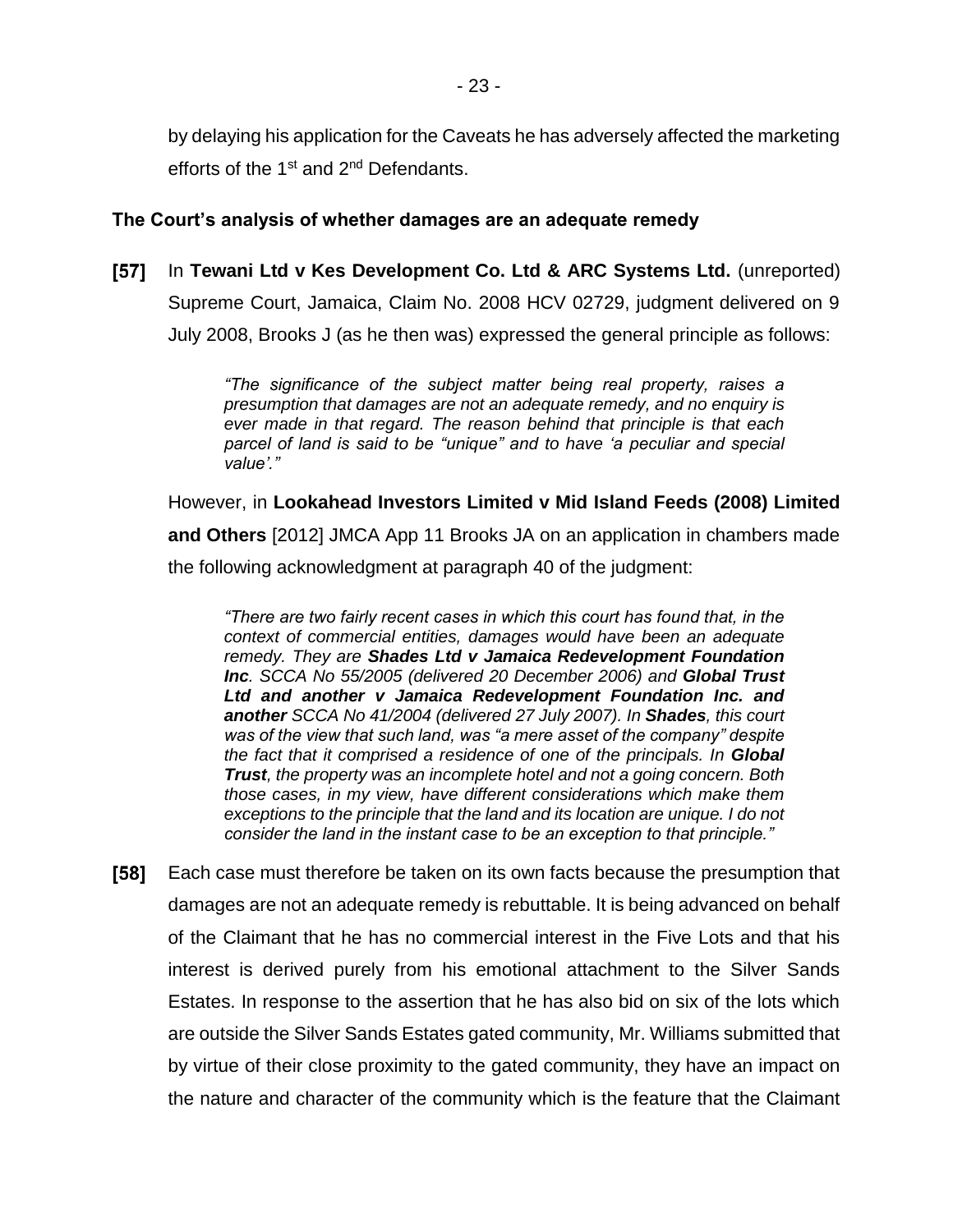by delaying his application for the Caveats he has adversely affected the marketing efforts of the 1st and 2nd Defendants.

### The Court's analysis of whether damages are an adequate remedy

**[57]** In **Tewani Ltd v Kes Development Co. Ltd & ARC Systems Ltd.** (unreported) Supreme Court, Jamaica, Claim No. 2008 HCV 02729, judgment delivered on 9 July 2008, Brooks J (as he then was) expressed the general principle as follows:

> *"The significance of the subject matter being real property, raises a presumption that damages are not an adequate remedy, and no enquiry is ever made in that regard. The reason behind that principle is that each parcel of land is said to be "unique" and to have 'a peculiar and special value'."*

However, in **Lookahead Investors Limited v Mid Island Feeds (2008) Limited and Others** [2012] JMCA App 11 Brooks JA on an application in chambers made the following acknowledgment at paragraph 40 of the judgment:

> *"There are two fairly recent cases in which this court has found that, in the context of commercial entities, damages would have been an adequate remedy. They are* ***Shades Ltd v Jamaica Redevelopment Foundation Inc****. SCCA No 55/2005 (delivered 20 December 2006) and* ***Global Trust Ltd and another v Jamaica Redevelopment Foundation Inc. and another*** *SCCA No 41/2004 (delivered 27 July 2007). In* ***Shades****, this court was of the view that such land, was "a mere asset of the company" despite the fact that it comprised a residence of one of the principals. In* ***Global Trust****, the property was an incomplete hotel and not a going concern. Both those cases, in my view, have different considerations which make them exceptions to the principle that the land and its location are unique. I do not consider the land in the instant case to be an exception to that principle."*

**[58]** Each case must therefore be taken on its own facts because the presumption that damages are not an adequate remedy is rebuttable. It is being advanced on behalf of the Claimant that he has no commercial interest in the Five Lots and that his interest is derived purely from his emotional attachment to the Silver Sands Estates. In response to the assertion that he has also bid on six of the lots which are outside the Silver Sands Estates gated community, Mr. Williams submitted that by virtue of their close proximity to the gated community, they have an impact on the nature and character of the community which is the feature that the Claimant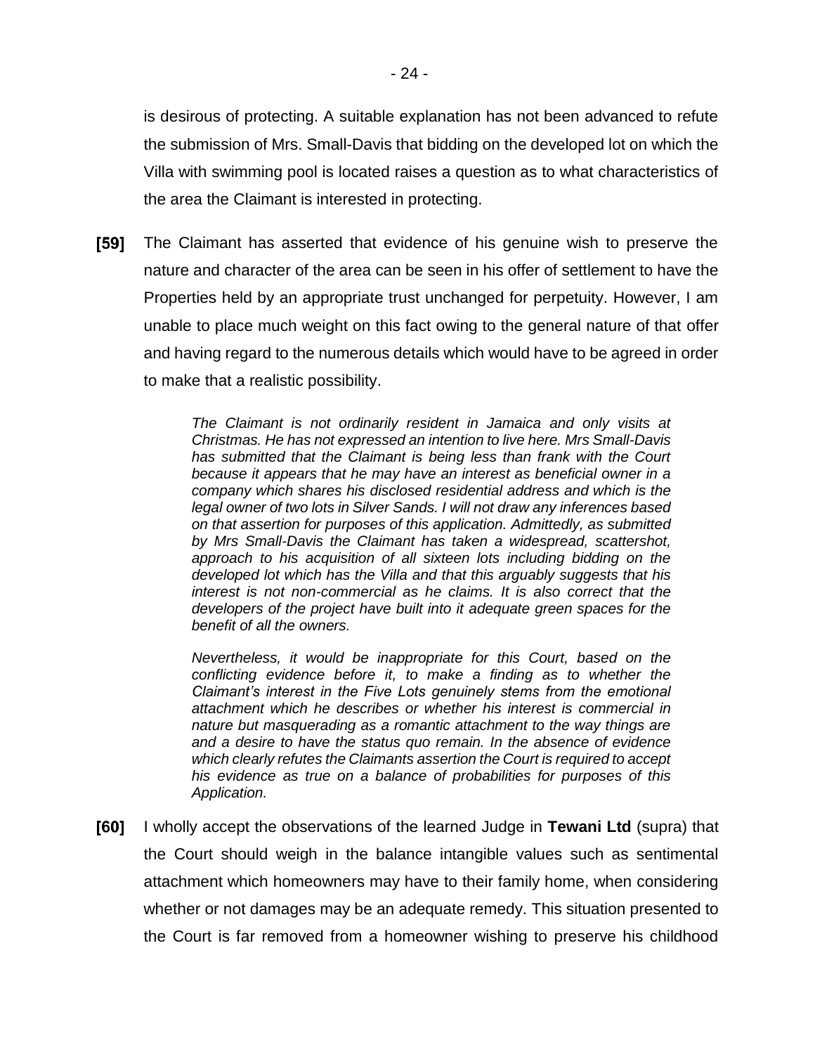is desirous of protecting. A suitable explanation has not been advanced to refute the submission of Mrs. Small-Davis that bidding on the developed lot on which the Villa with swimming pool is located raises a question as to what characteristics of the area the Claimant is interested in protecting.

**[59]** The Claimant has asserted that evidence of his genuine wish to preserve the nature and character of the area can be seen in his offer of settlement to have the Properties held by an appropriate trust unchanged for perpetuity. However, I am unable to place much weight on this fact owing to the general nature of that offer and having regard to the numerous details which would have to be agreed in order to make that a realistic possibility.

> *The Claimant is not ordinarily resident in Jamaica and only visits at Christmas. He has not expressed an intention to live here. Mrs Small-Davis has submitted that the Claimant is being less than frank with the Court because it appears that he may have an interest as beneficial owner in a company which shares his disclosed residential address and which is the legal owner of two lots in Silver Sands. I will not draw any inferences based on that assertion for purposes of this application. Admittedly, as submitted by Mrs Small-Davis the Claimant has taken a widespread, scattershot, approach to his acquisition of all sixteen lots including bidding on the developed lot which has the Villa and that this arguably suggests that his interest is not non-commercial as he claims. It is also correct that the developers of the project have built into it adequate green spaces for the benefit of all the owners.*
>
> *Nevertheless, it would be inappropriate for this Court, based on the conflicting evidence before it, to make a finding as to whether the Claimant's interest in the Five Lots genuinely stems from the emotional attachment which he describes or whether his interest is commercial in nature but masquerading as a romantic attachment to the way things are and a desire to have the status quo remain. In the absence of evidence which clearly refutes the Claimants assertion the Court is required to accept his evidence as true on a balance of probabilities for purposes of this Application.*

**[60]** I wholly accept the observations of the learned Judge in **Tewani Ltd** (supra) that the Court should weigh in the balance intangible values such as sentimental attachment which homeowners may have to their family home, when considering whether or not damages may be an adequate remedy. This situation presented to the Court is far removed from a homeowner wishing to preserve his childhood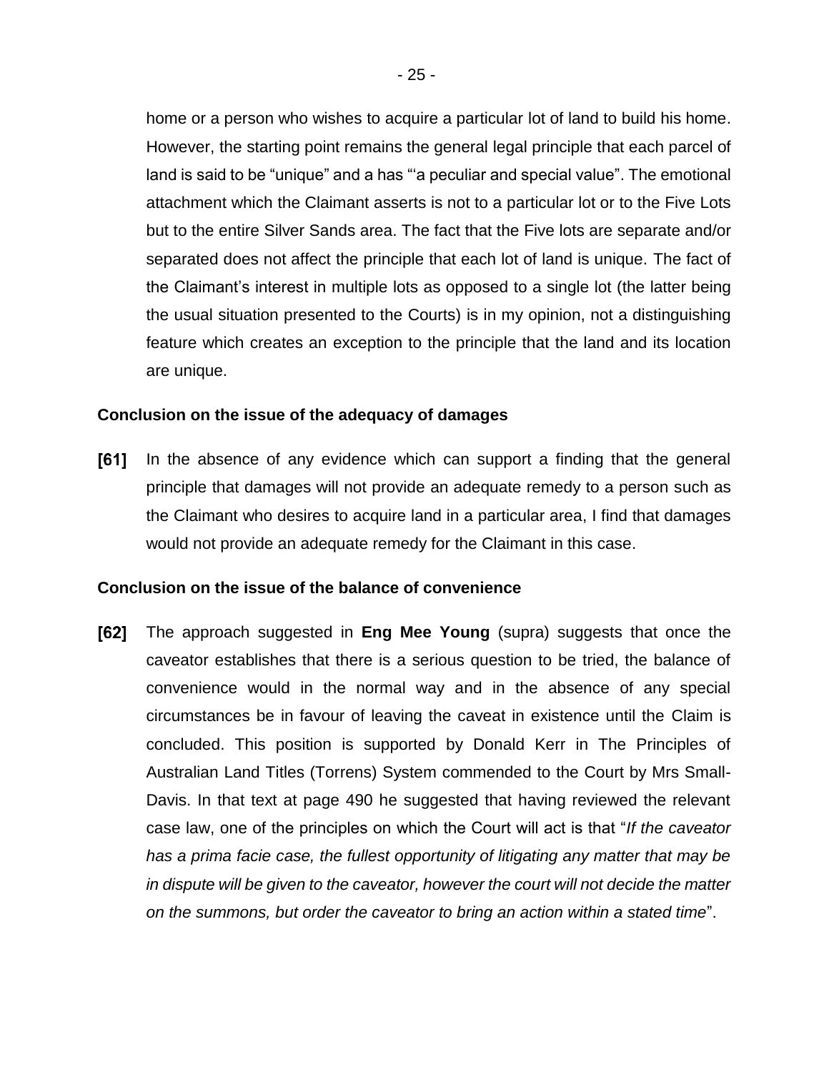home or a person who wishes to acquire a particular lot of land to build his home. However, the starting point remains the general legal principle that each parcel of land is said to be "unique" and a has "'a peculiar and special value". The emotional attachment which the Claimant asserts is not to a particular lot or to the Five Lots but to the entire Silver Sands area. The fact that the Five lots are separate and/or separated does not affect the principle that each lot of land is unique. The fact of the Claimant's interest in multiple lots as opposed to a single lot (the latter being the usual situation presented to the Courts) is in my opinion, not a distinguishing feature which creates an exception to the principle that the land and its location are unique.

### Conclusion on the issue of the adequacy of damages

**[61]** In the absence of any evidence which can support a finding that the general principle that damages will not provide an adequate remedy to a person such as the Claimant who desires to acquire land in a particular area, I find that damages would not provide an adequate remedy for the Claimant in this case.

### Conclusion on the issue of the balance of convenience

**[62]** The approach suggested in **Eng Mee Young** (supra) suggests that once the caveator establishes that there is a serious question to be tried, the balance of convenience would in the normal way and in the absence of any special circumstances be in favour of leaving the caveat in existence until the Claim is concluded. This position is supported by Donald Kerr in The Principles of Australian Land Titles (Torrens) System commended to the Court by Mrs Small-Davis. In that text at page 490 he suggested that having reviewed the relevant case law, one of the principles on which the Court will act is that "*If the caveator has a prima facie case, the fullest opportunity of litigating any matter that may be in dispute will be given to the caveator, however the court will not decide the matter on the summons, but order the caveator to bring an action within a stated time*".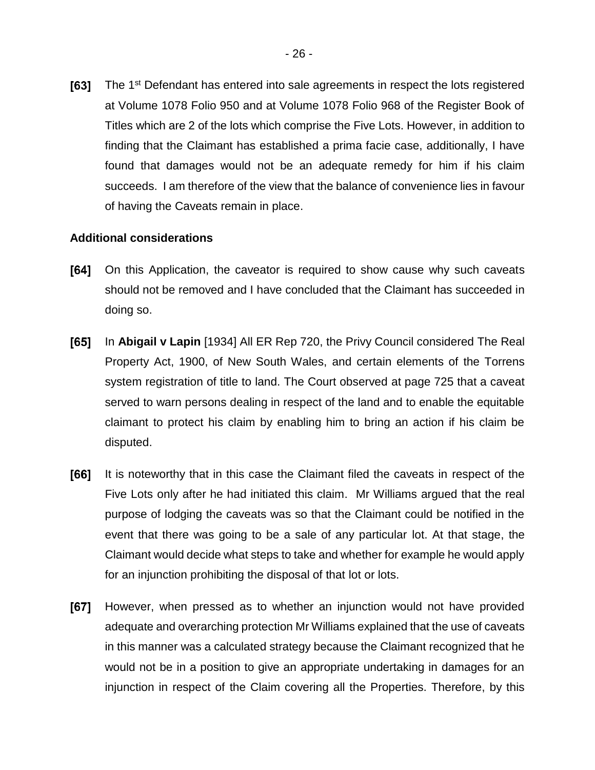**[63]** The 1st Defendant has entered into sale agreements in respect the lots registered at Volume 1078 Folio 950 and at Volume 1078 Folio 968 of the Register Book of Titles which are 2 of the lots which comprise the Five Lots. However, in addition to finding that the Claimant has established a prima facie case, additionally, I have found that damages would not be an adequate remedy for him if his claim succeeds. I am therefore of the view that the balance of convenience lies in favour of having the Caveats remain in place.

**Additional considerations**

**[64]** On this Application, the caveator is required to show cause why such caveats should not be removed and I have concluded that the Claimant has succeeded in doing so.

**[65]** In **Abigail v Lapin** [1934] All ER Rep 720, the Privy Council considered The Real Property Act, 1900, of New South Wales, and certain elements of the Torrens system registration of title to land. The Court observed at page 725 that a caveat served to warn persons dealing in respect of the land and to enable the equitable claimant to protect his claim by enabling him to bring an action if his claim be disputed.

**[66]** It is noteworthy that in this case the Claimant filed the caveats in respect of the Five Lots only after he had initiated this claim. Mr Williams argued that the real purpose of lodging the caveats was so that the Claimant could be notified in the event that there was going to be a sale of any particular lot. At that stage, the Claimant would decide what steps to take and whether for example he would apply for an injunction prohibiting the disposal of that lot or lots.

**[67]** However, when pressed as to whether an injunction would not have provided adequate and overarching protection Mr Williams explained that the use of caveats in this manner was a calculated strategy because the Claimant recognized that he would not be in a position to give an appropriate undertaking in damages for an injunction in respect of the Claim covering all the Properties. Therefore, by this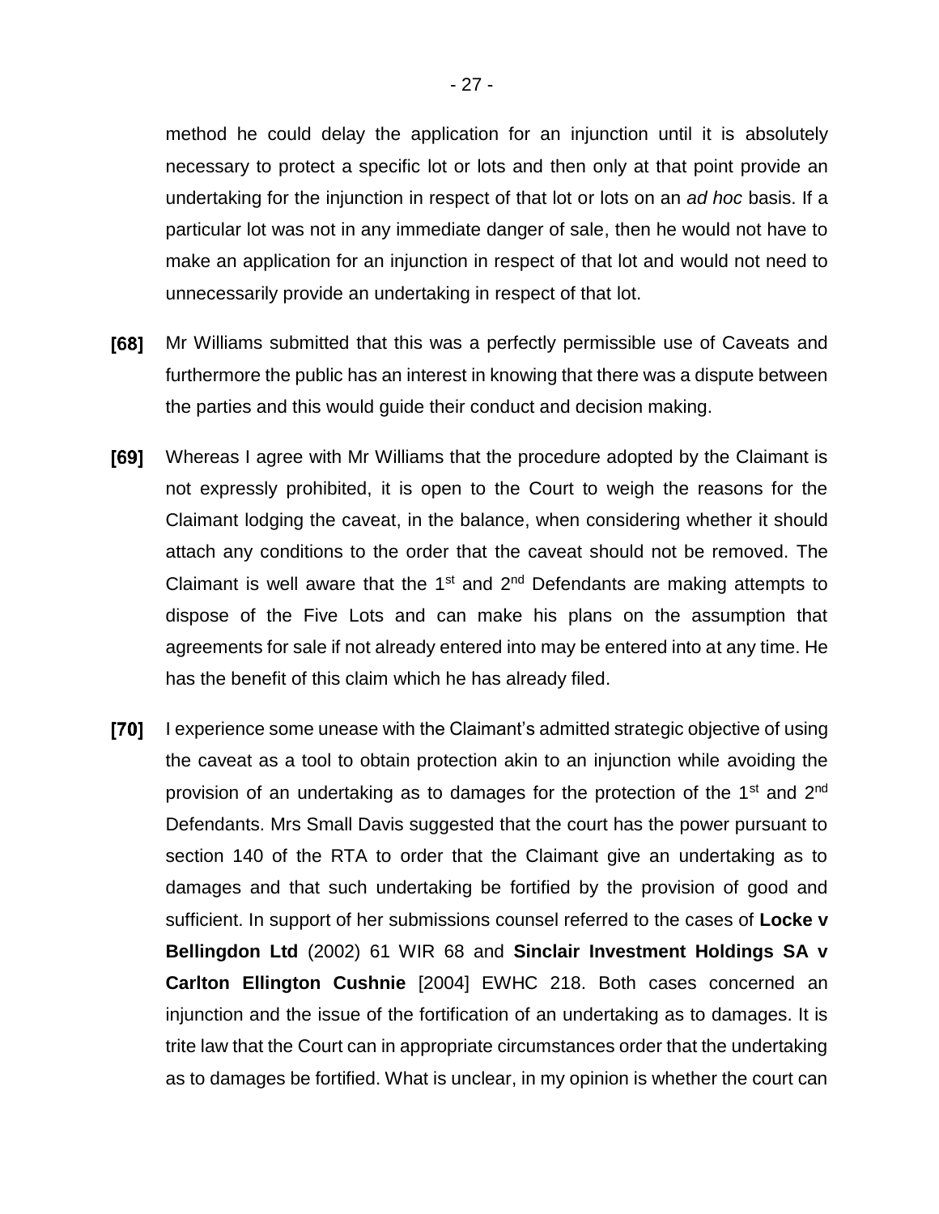method he could delay the application for an injunction until it is absolutely necessary to protect a specific lot or lots and then only at that point provide an undertaking for the injunction in respect of that lot or lots on an *ad hoc* basis. If a particular lot was not in any immediate danger of sale, then he would not have to make an application for an injunction in respect of that lot and would not need to unnecessarily provide an undertaking in respect of that lot.

**[68]** Mr Williams submitted that this was a perfectly permissible use of Caveats and furthermore the public has an interest in knowing that there was a dispute between the parties and this would guide their conduct and decision making.

**[69]** Whereas I agree with Mr Williams that the procedure adopted by the Claimant is not expressly prohibited, it is open to the Court to weigh the reasons for the Claimant lodging the caveat, in the balance, when considering whether it should attach any conditions to the order that the caveat should not be removed. The Claimant is well aware that the 1st and 2nd Defendants are making attempts to dispose of the Five Lots and can make his plans on the assumption that agreements for sale if not already entered into may be entered into at any time. He has the benefit of this claim which he has already filed.

**[70]** I experience some unease with the Claimant's admitted strategic objective of using the caveat as a tool to obtain protection akin to an injunction while avoiding the provision of an undertaking as to damages for the protection of the 1st and 2nd Defendants. Mrs Small Davis suggested that the court has the power pursuant to section 140 of the RTA to order that the Claimant give an undertaking as to damages and that such undertaking be fortified by the provision of good and sufficient. In support of her submissions counsel referred to the cases of **Locke v Bellingdon Ltd** (2002) 61 WIR 68 and **Sinclair Investment Holdings SA v Carlton Ellington Cushnie** [2004] EWHC 218. Both cases concerned an injunction and the issue of the fortification of an undertaking as to damages. It is trite law that the Court can in appropriate circumstances order that the undertaking as to damages be fortified. What is unclear, in my opinion is whether the court can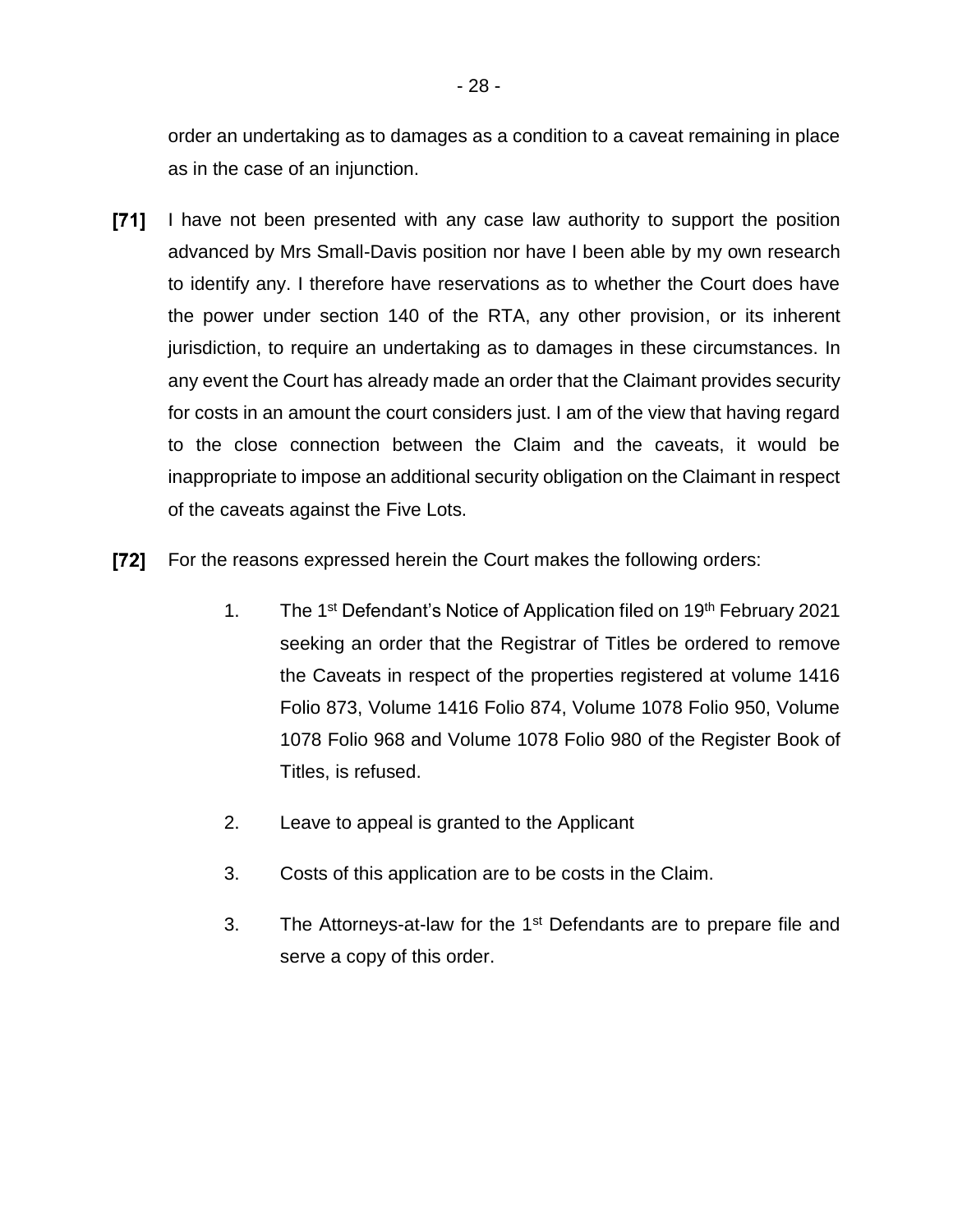order an undertaking as to damages as a condition to a caveat remaining in place as in the case of an injunction.

**[71]** I have not been presented with any case law authority to support the position advanced by Mrs Small-Davis position nor have I been able by my own research to identify any. I therefore have reservations as to whether the Court does have the power under section 140 of the RTA, any other provision, or its inherent jurisdiction, to require an undertaking as to damages in these circumstances. In any event the Court has already made an order that the Claimant provides security for costs in an amount the court considers just. I am of the view that having regard to the close connection between the Claim and the caveats, it would be inappropriate to impose an additional security obligation on the Claimant in respect of the caveats against the Five Lots.

**[72]** For the reasons expressed herein the Court makes the following orders:

1. The 1st Defendant's Notice of Application filed on 19th February 2021 seeking an order that the Registrar of Titles be ordered to remove the Caveats in respect of the properties registered at volume 1416 Folio 873, Volume 1416 Folio 874, Volume 1078 Folio 950, Volume 1078 Folio 968 and Volume 1078 Folio 980 of the Register Book of Titles, is refused.

2. Leave to appeal is granted to the Applicant

3. Costs of this application are to be costs in the Claim.

3. The Attorneys-at-law for the 1st Defendants are to prepare file and serve a copy of this order.